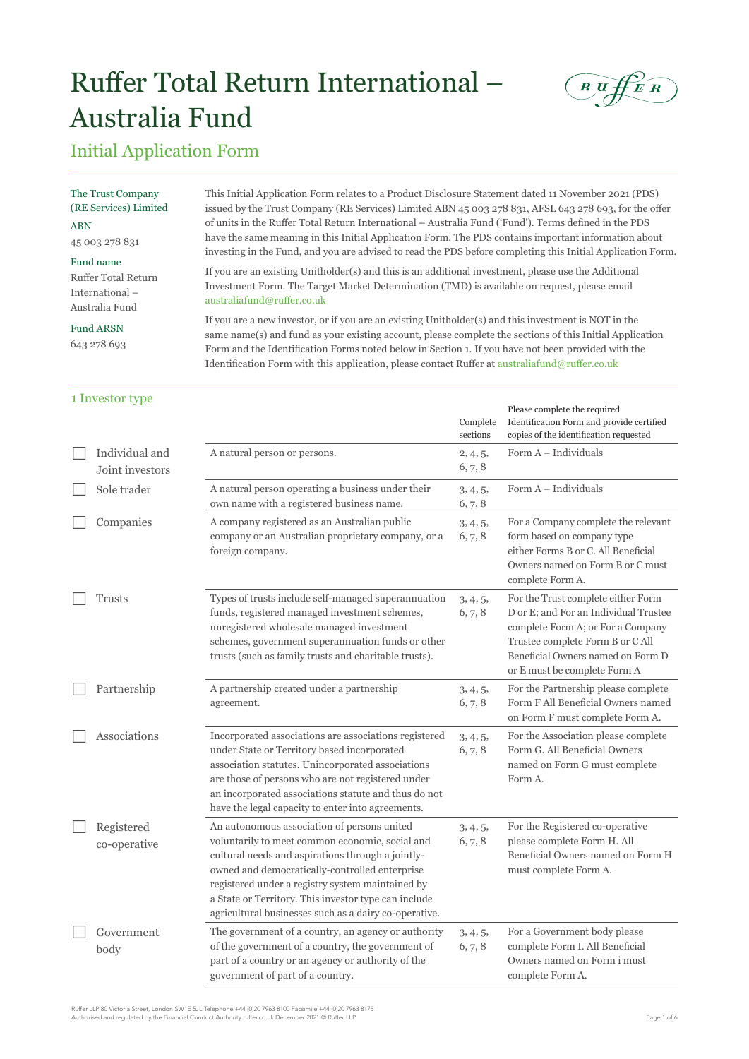# Ruffer Total Return International – Australia Fund

## Initial Application Form

The Trust Company (RE Services) Limited

ABN
45 003 278 831

Fund name
Ruffer Total Return International – Australia Fund

Fund ARSN
643 278 693

This Initial Application Form relates to a Product Disclosure Statement dated 11 November 2021 (PDS) issued by the Trust Company (RE Services) Limited ABN 45 003 278 831, AFSL 643 278 693, for the offer of units in the Ruffer Total Return International – Australia Fund ('Fund'). Terms defined in the PDS have the same meaning in this Initial Application Form. The PDS contains important information about investing in the Fund, and you are advised to read the PDS before completing this Initial Application Form.

If you are an existing Unitholder(s) and this is an additional investment, please use the Additional Investment Form. The Target Market Determination (TMD) is available on request, please email australiafund@ruffer.co.uk

If you are a new investor, or if you are an existing Unitholder(s) and this investment is NOT in the same name(s) and fund as your existing account, please complete the sections of this Initial Application Form and the Identification Forms noted below in Section 1. If you have not been provided with the Identification Form with this application, please contact Ruffer at australiafund@ruffer.co.uk

### 1 Investor type

| | | Complete sections | Please complete the required Identification Form and provide certified copies of the identification requested |
|---|---|---|---|
| ☐ Individual and Joint investors | A natural person or persons. | 2, 4, 5, 6, 7, 8 | Form A – Individuals |
| ☐ Sole trader | A natural person operating a business under their own name with a registered business name. | 3, 4, 5, 6, 7, 8 | Form A – Individuals |
| ☐ Companies | A company registered as an Australian public company or an Australian proprietary company, or a foreign company. | 3, 4, 5, 6, 7, 8 | For a Company complete the relevant form based on company type either Forms B or C. All Beneficial Owners named on Form B or C must complete Form A. |
| ☐ Trusts | Types of trusts include self-managed superannuation funds, registered managed investment schemes, unregistered wholesale managed investment schemes, government superannuation funds or other trusts (such as family trusts and charitable trusts). | 3, 4, 5, 6, 7, 8 | For the Trust complete either Form D or E; and For an Individual Trustee complete Form A; or For a Company Trustee complete Form B or C All Beneficial Owners named on Form D or E must be complete Form A |
| ☐ Partnership | A partnership created under a partnership agreement. | 3, 4, 5, 6, 7, 8 | For the Partnership please complete Form F All Beneficial Owners named on Form F must complete Form A. |
| ☐ Associations | Incorporated associations are associations registered under State or Territory based incorporated association statutes. Unincorporated associations are those of persons who are not registered under an incorporated associations statute and thus do not have the legal capacity to enter into agreements. | 3, 4, 5, 6, 7, 8 | For the Association please complete Form G. All Beneficial Owners named on Form G must complete Form A. |
| ☐ Registered co-operative | An autonomous association of persons united voluntarily to meet common economic, social and cultural needs and aspirations through a jointly-owned and democratically-controlled enterprise registered under a registry system maintained by a State or Territory. This investor type can include agricultural businesses such as a dairy co-operative. | 3, 4, 5, 6, 7, 8 | For the Registered co-operative please complete Form H. All Beneficial Owners named on Form H must complete Form A. |
| ☐ Government body | The government of a country, an agency or authority of the government of a country, the government of part of a country or an agency or authority of the government of part of a country. | 3, 4, 5, 6, 7, 8 | For a Government body please complete Form I. All Beneficial Owners named on Form i must complete Form A. |

Ruffer LLP 80 Victoria Street, London SW1E 5JL Telephone +44 (0)20 7963 8100 Facsimile +44 (0)20 7963 8175
Authorised and regulated by the Financial Conduct Authority ruffer.co.uk December 2021 © Ruffer LLP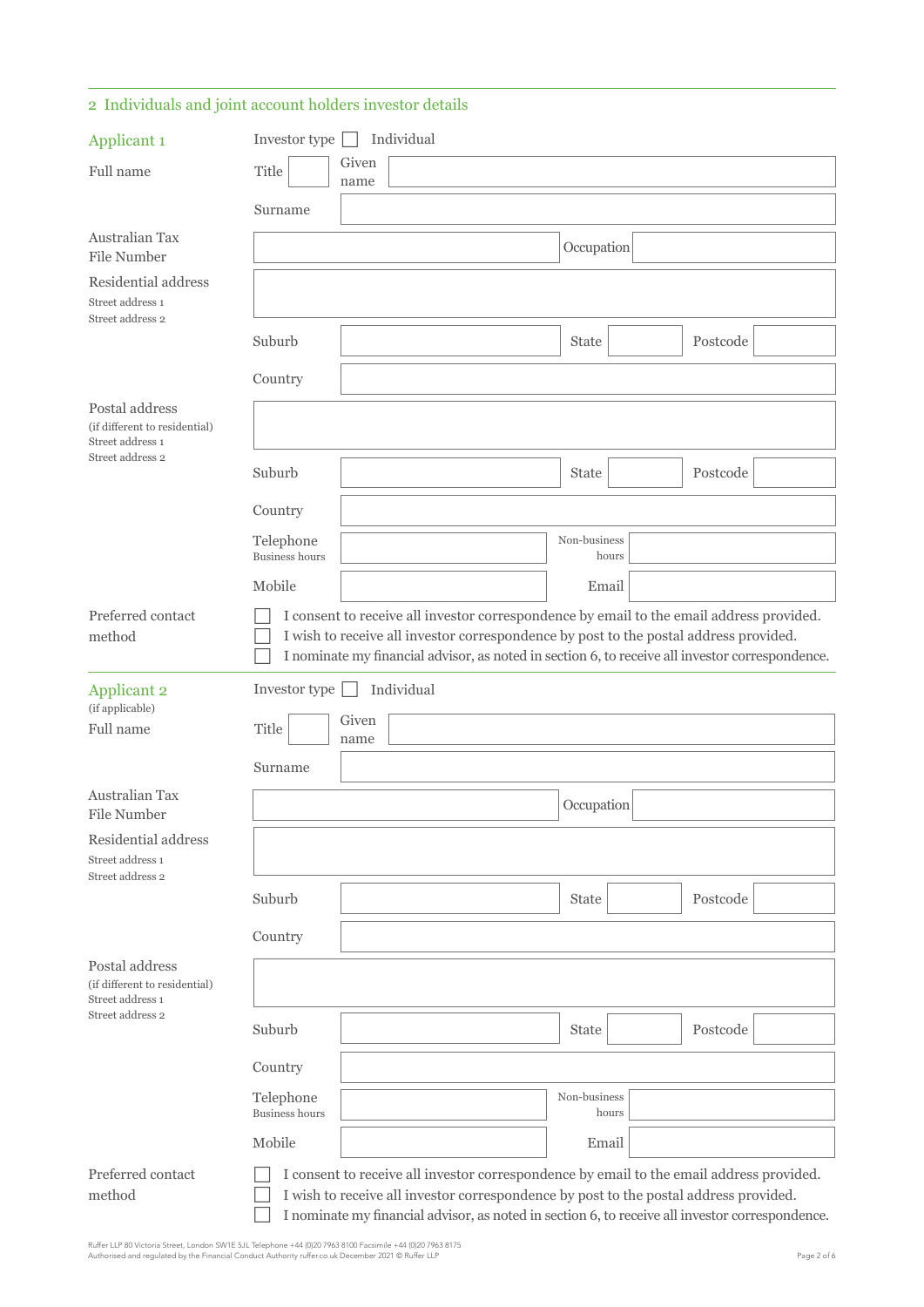## 2 Individuals and joint account holders investor details

### Applicant 1

Investor type ☐ Individual

**Full name**

| Title | | Given name | |
|---|---|---|---|
| Surname | | | |

**Australian Tax File Number** | | Occupation | |

**Residential address**
Street address 1
Street address 2

| Suburb | | State | | Postcode | |
|---|---|---|---|---|---|
| Country | | | | | |

**Postal address**
(if different to residential)
Street address 1
Street address 2

| Suburb | | State | | Postcode | |
|---|---|---|---|---|---|
| Country | | | | | |

| Telephone Business hours | | Non-business hours | |
|---|---|---|---|
| Mobile | | Email | |

**Preferred contact method**

☐ I consent to receive all investor correspondence by email to the email address provided.
☐ I wish to receive all investor correspondence by post to the postal address provided.
☐ I nominate my financial advisor, as noted in section 6, to receive all investor correspondence.

### Applicant 2
(if applicable)

Investor type ☐ Individual

**Full name**

| Title | | Given name | |
|---|---|---|---|
| Surname | | | |

**Australian Tax File Number** | | Occupation | |

**Residential address**
Street address 1
Street address 2

| Suburb | | State | | Postcode | |
|---|---|---|---|---|---|
| Country | | | | | |

**Postal address**
(if different to residential)
Street address 1
Street address 2

| Suburb | | State | | Postcode | |
|---|---|---|---|---|---|
| Country | | | | | |

| Telephone Business hours | | Non-business hours | |
|---|---|---|---|
| Mobile | | Email | |

**Preferred contact method**

☐ I consent to receive all investor correspondence by email to the email address provided.
☐ I wish to receive all investor correspondence by post to the postal address provided.
☐ I nominate my financial advisor, as noted in section 6, to receive all investor correspondence.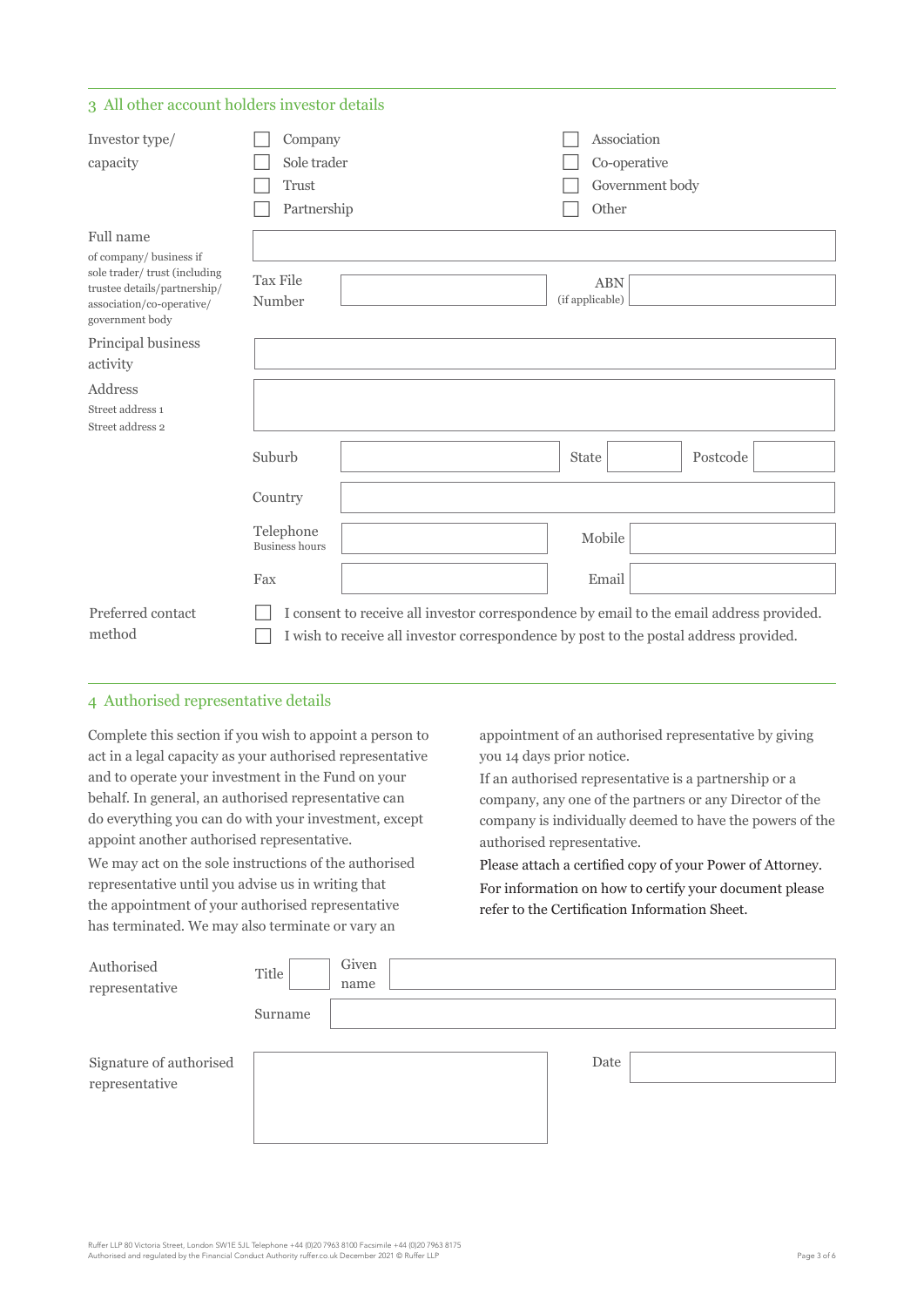## 3 All other account holders investor details

**Investor type/ capacity**

- ☐ Company
- ☐ Sole trader
- ☐ Trust
- ☐ Partnership
- ☐ Association
- ☐ Co-operative
- ☐ Government body
- ☐ Other

**Full name**
of company/ business if sole trader/ trust (including trustee details/partnership/ association/co-operative/ government body

Tax File Number | ABN (if applicable)

**Principal business activity**

**Address**
Street address 1
Street address 2

Suburb | State | Postcode

Country

Telephone Business hours | Mobile

Fax | Email

**Preferred contact method**

- ☐ I consent to receive all investor correspondence by email to the email address provided.
- ☐ I wish to receive all investor correspondence by post to the postal address provided.

## 4 Authorised representative details

Complete this section if you wish to appoint a person to act in a legal capacity as your authorised representative and to operate your investment in the Fund on your behalf. In general, an authorised representative can do everything you can do with your investment, except appoint another authorised representative.

We may act on the sole instructions of the authorised representative until you advise us in writing that the appointment of your authorised representative has terminated. We may also terminate or vary an appointment of an authorised representative by giving you 14 days prior notice.

If an authorised representative is a partnership or a company, any one of the partners or any Director of the company is individually deemed to have the powers of the authorised representative.

Please attach a certified copy of your Power of Attorney.

For information on how to certify your document please refer to the Certification Information Sheet.

**Authorised representative**

Title | Given name

Surname

**Signature of authorised representative** | Date

Ruffer LLP 80 Victoria Street, London SW1E 5JL Telephone +44 (0)20 7963 8100 Facsimile +44 (0)20 7963 8175
Authorised and regulated by the Financial Conduct Authority ruffer.co.uk December 2021 © Ruffer LLP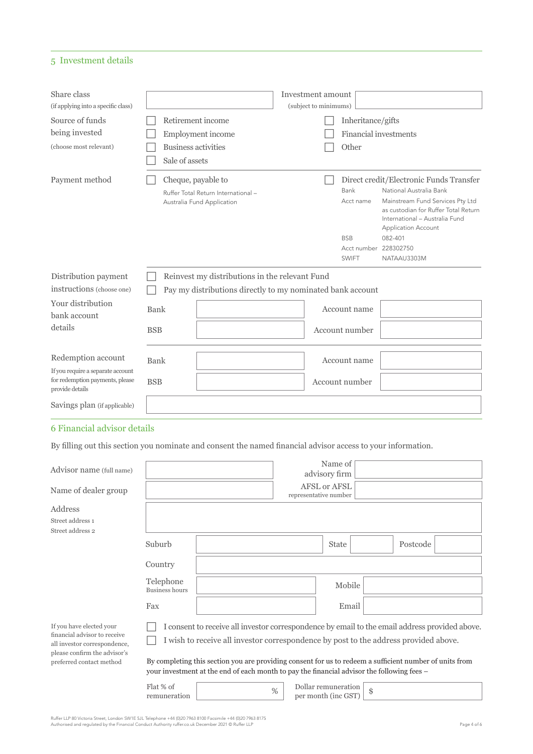## 5 Investment details

| | | | |
|---|---|---|---|
| Share class (if applying into a specific class) | | Investment amount (subject to minimums) | |

**Source of funds being invested** (choose most relevant)

- ☐ Retirement income
- ☐ Employment income
- ☐ Business activities
- ☐ Sale of assets
- ☐ Inheritance/gifts
- ☐ Financial investments
- ☐ Other

**Payment method**

- ☐ Cheque, payable to
  Ruffer Total Return International – Australia Fund Application
- ☐ Direct credit/Electronic Funds Transfer

| | |
|---|---|
| Bank | National Australia Bank |
| Acct name | Mainstream Fund Services Pty Ltd as custodian for Ruffer Total Return International – Australia Fund Application Account |
| BSB | 082-401 |
| Acct number | 228302750 |
| SWIFT | NATAAU3303M |

**Distribution payment instructions** (choose one)

- ☐ Reinvest my distributions in the relevant Fund
- ☐ Pay my distributions directly to my nominated bank account

**Your distribution bank account details**

| | | | |
|---|---|---|---|
| Bank | | Account name | |
| BSB | | Account number | |

**Redemption account**

If you require a separate account for redemption payments, please provide details

| | | | |
|---|---|---|---|
| Bank | | Account name | |
| BSB | | Account number | |

Savings plan (if applicable)

## 6 Financial advisor details

By filling out this section you nominate and consent the named financial advisor access to your information.

| | | | |
|---|---|---|---|
| Advisor name (full name) | | Name of advisory firm | |
| Name of dealer group | | AFSL or AFSL representative number | |

Address

Street address 1

Street address 2

| | | | | | |
|---|---|---|---|---|---|
| Suburb | | State | | Postcode | |
| Country | | | | | |
| Telephone Business hours | | Mobile | | | |
| Fax | | Email | | | |

If you have elected your financial advisor to receive all investor correspondence, please confirm the advisor's preferred contact method

- ☐ I consent to receive all investor correspondence by email to the email address provided above.
- ☐ I wish to receive all investor correspondence by post to the address provided above.

By completing this section you are providing consent for us to redeem a sufficient number of units from your investment at the end of each month to pay the financial advisor the following fees –

| | | | |
|---|---|---|---|
| Flat % of remuneration | % | Dollar remuneration per month (inc GST) | $ |

Ruffer LLP 80 Victoria Street, London SW1E 5JL Telephone +44 (0)20 7963 8100 Facsimile +44 (0)20 7963 8175
Authorised and regulated by the Financial Conduct Authority ruffer.co.uk December 2021 © Ruffer LLP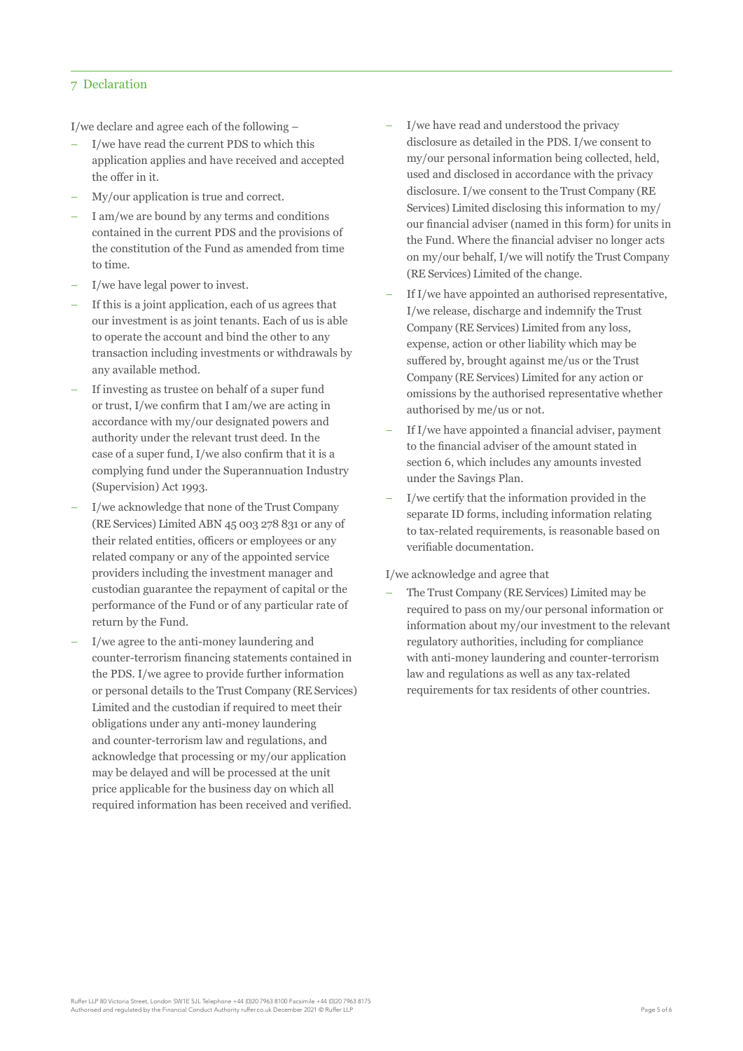## 7 Declaration

I/we declare and agree each of the following –

- I/we have read the current PDS to which this application applies and have received and accepted the offer in it.
- My/our application is true and correct.
- I am/we are bound by any terms and conditions contained in the current PDS and the provisions of the constitution of the Fund as amended from time to time.
- I/we have legal power to invest.
- If this is a joint application, each of us agrees that our investment is as joint tenants. Each of us is able to operate the account and bind the other to any transaction including investments or withdrawals by any available method.
- If investing as trustee on behalf of a super fund or trust, I/we confirm that I am/we are acting in accordance with my/our designated powers and authority under the relevant trust deed. In the case of a super fund, I/we also confirm that it is a complying fund under the Superannuation Industry (Supervision) Act 1993.
- I/we acknowledge that none of the Trust Company (RE Services) Limited ABN 45 003 278 831 or any of their related entities, officers or employees or any related company or any of the appointed service providers including the investment manager and custodian guarantee the repayment of capital or the performance of the Fund or of any particular rate of return by the Fund.
- I/we agree to the anti-money laundering and counter-terrorism financing statements contained in the PDS. I/we agree to provide further information or personal details to the Trust Company (RE Services) Limited and the custodian if required to meet their obligations under any anti-money laundering and counter-terrorism law and regulations, and acknowledge that processing or my/our application may be delayed and will be processed at the unit price applicable for the business day on which all required information has been received and verified.
- I/we have read and understood the privacy disclosure as detailed in the PDS. I/we consent to my/our personal information being collected, held, used and disclosed in accordance with the privacy disclosure. I/we consent to the Trust Company (RE Services) Limited disclosing this information to my/our financial adviser (named in this form) for units in the Fund. Where the financial adviser no longer acts on my/our behalf, I/we will notify the Trust Company (RE Services) Limited of the change.
- If I/we have appointed an authorised representative, I/we release, discharge and indemnify the Trust Company (RE Services) Limited from any loss, expense, action or other liability which may be suffered by, brought against me/us or the Trust Company (RE Services) Limited for any action or omissions by the authorised representative whether authorised by me/us or not.
- If I/we have appointed a financial adviser, payment to the financial adviser of the amount stated in section 6, which includes any amounts invested under the Savings Plan.
- I/we certify that the information provided in the separate ID forms, including information relating to tax-related requirements, is reasonable based on verifiable documentation.

I/we acknowledge and agree that

- The Trust Company (RE Services) Limited may be required to pass on my/our personal information or information about my/our investment to the relevant regulatory authorities, including for compliance with anti-money laundering and counter-terrorism law and regulations as well as any tax-related requirements for tax residents of other countries.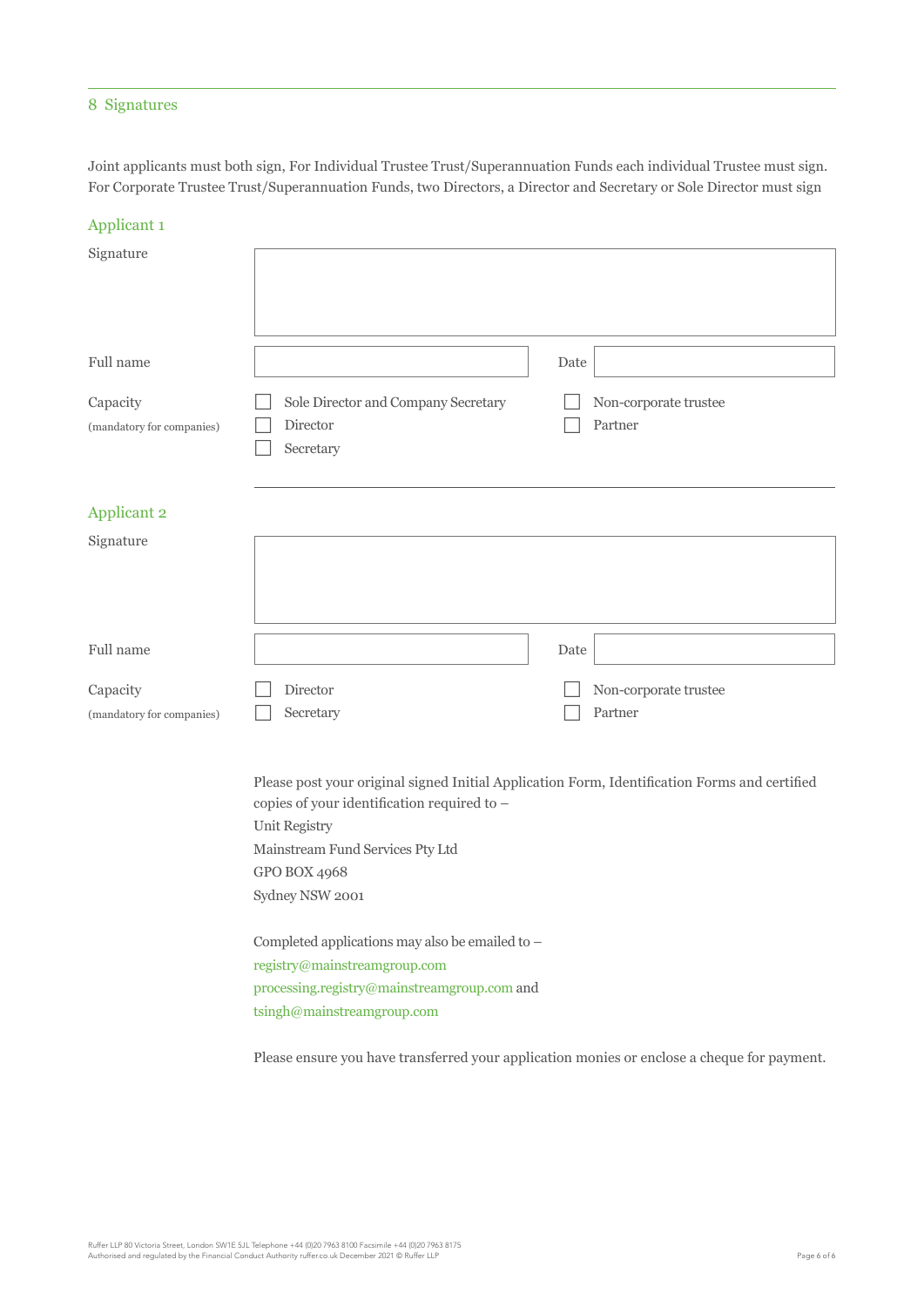## 8 Signatures

Joint applicants must both sign, For Individual Trustee Trust/Superannuation Funds each individual Trustee must sign. For Corporate Trustee Trust/Superannuation Funds, two Directors, a Director and Secretary or Sole Director must sign

### Applicant 1

Signature

Full name ____________________ Date ____________________

Capacity
(mandatory for companies)

- ☐ Sole Director and Company Secretary
- ☐ Director
- ☐ Secretary
- ☐ Non-corporate trustee
- ☐ Partner

### Applicant 2

Signature

Full name ____________________ Date ____________________

Capacity
(mandatory for companies)

- ☐ Director
- ☐ Secretary
- ☐ Non-corporate trustee
- ☐ Partner

Please post your original signed Initial Application Form, Identification Forms and certified copies of your identification required to –
Unit Registry
Mainstream Fund Services Pty Ltd
GPO BOX 4968
Sydney NSW 2001

Completed applications may also be emailed to –
registry@mainstreamgroup.com
processing.registry@mainstreamgroup.com and
tsingh@mainstreamgroup.com

Please ensure you have transferred your application monies or enclose a cheque for payment.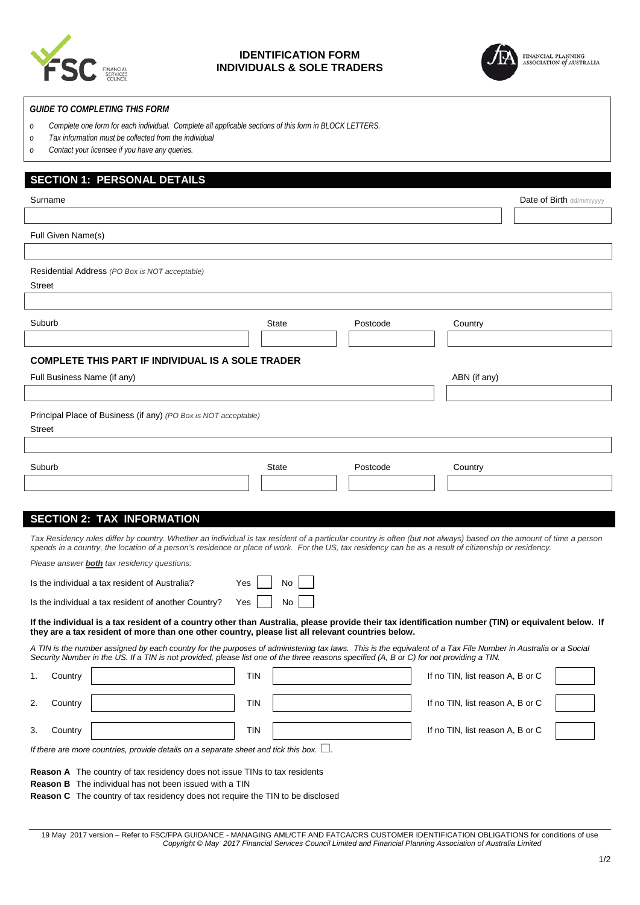# IDENTIFICATION FORM
# INDIVIDUALS & SOLE TRADERS

FINANCIAL PLANNING ASSOCIATION of AUSTRALIA

***GUIDE TO COMPLETING THIS FORM***

- *Complete one form for each individual. Complete all applicable sections of this form in BLOCK LETTERS.*
- *Tax information must be collected from the individual*
- *Contact your licensee if you have any queries.*

## SECTION 1: PERSONAL DETAILS

Surname | Date of Birth dd/mm/yyyy

Full Given Name(s)

Residential Address *(PO Box is NOT acceptable)*

Street

Suburb | State | Postcode | Country

### COMPLETE THIS PART IF INDIVIDUAL IS A SOLE TRADER

Full Business Name (if any) | ABN (if any)

Principal Place of Business (if any) *(PO Box is NOT acceptable)*

Street

Suburb | State | Postcode | Country

## SECTION 2: TAX INFORMATION

*Tax Residency rules differ by country. Whether an individual is tax resident of a particular country is often (but not always) based on the amount of time a person spends in a country, the location of a person's residence or place of work. For the US, tax residency can be as a result of citizenship or residency.*

*Please answer **both** tax residency questions:*

Is the individual a tax resident of Australia? Yes ☐ No ☐

Is the individual a tax resident of another Country? Yes ☐ No ☐

**If the individual is a tax resident of a country other than Australia, please provide their tax identification number (TIN) or equivalent below. If they are a tax resident of more than one other country, please list all relevant countries below.**

*A TIN is the number assigned by each country for the purposes of administering tax laws. This is the equivalent of a Tax File Number in Australia or a Social Security Number in the US. If a TIN is not provided, please list one of the three reasons specified (A, B or C) for not providing a TIN.*

| | Country | TIN | If no TIN, list reason A, B or C |
|---|---|---|---|
| 1. | | | |
| 2. | | | |
| 3. | | | |

*If there are more countries, provide details on a separate sheet and tick this box.* ☐.

**Reason A** The country of tax residency does not issue TINs to tax residents

**Reason B** The individual has not been issued with a TIN

**Reason C** The country of tax residency does not require the TIN to be disclosed

19 May 2017 version – Refer to FSC/FPA GUIDANCE - MANAGING AML/CTF AND FATCA/CRS CUSTOMER IDENTIFICATION OBLIGATIONS for conditions of use
*Copyright © May 2017 Financial Services Council Limited and Financial Planning Association of Australia Limited*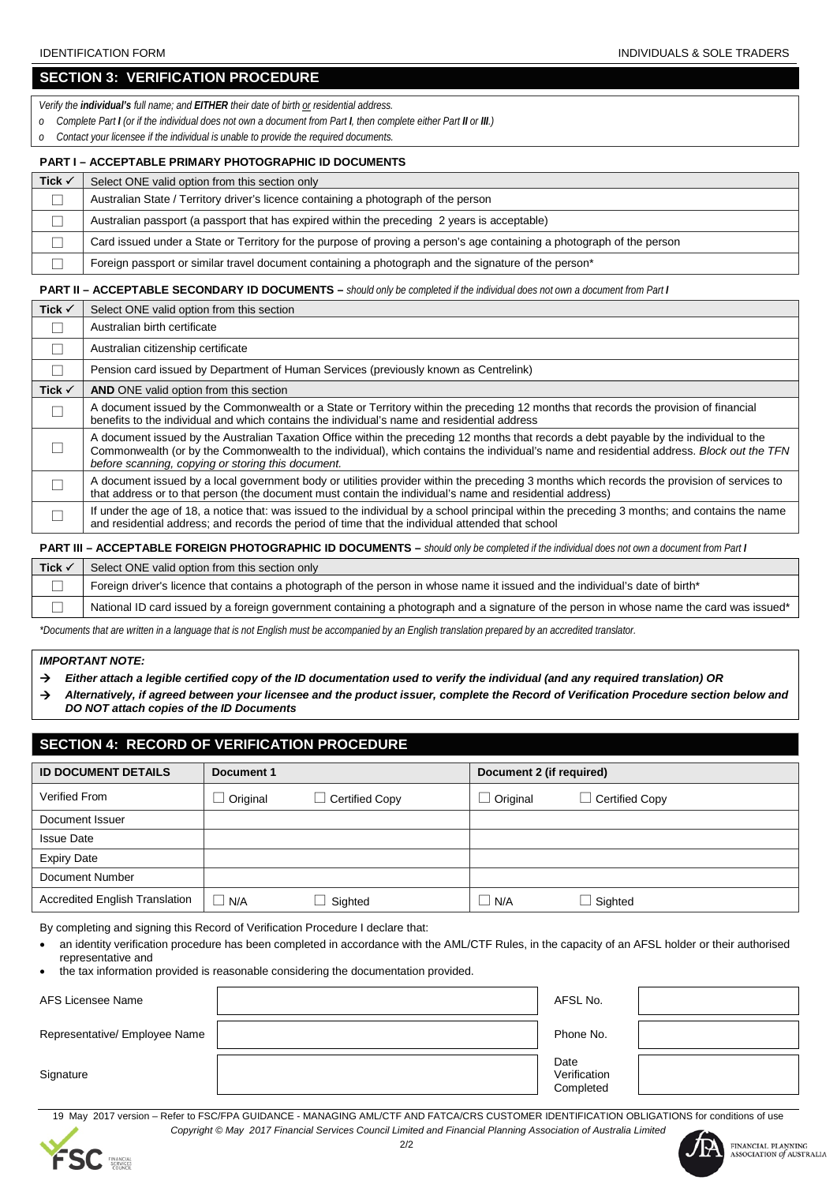## SECTION 3: VERIFICATION PROCEDURE

*Verify the **individual's** full name; and **EITHER** their date of birth or residential address.*

- *Complete Part **I** (or if the individual does not own a document from Part **I**, then complete either Part **II** or **III**.)*
- *Contact your licensee if the individual is unable to provide the required documents.*

**PART I – ACCEPTABLE PRIMARY PHOTOGRAPHIC ID DOCUMENTS**

| Tick ✓ | Select ONE valid option from this section only |
|---|---|
| ☐ | Australian State / Territory driver's licence containing a photograph of the person |
| ☐ | Australian passport (a passport that has expired within the preceding 2 years is acceptable) |
| ☐ | Card issued under a State or Territory for the purpose of proving a person's age containing a photograph of the person |
| ☐ | Foreign passport or similar travel document containing a photograph and the signature of the person* |

**PART II – ACCEPTABLE SECONDARY ID DOCUMENTS –** *should only be completed if the individual does not own a document from Part **I***

| Tick ✓ | Select ONE valid option from this section |
|---|---|
| ☐ | Australian birth certificate |
| ☐ | Australian citizenship certificate |
| ☐ | Pension card issued by Department of Human Services (previously known as Centrelink) |
| **Tick ✓** | **AND** ONE valid option from this section |
| ☐ | A document issued by the Commonwealth or a State or Territory within the preceding 12 months that records the provision of financial benefits to the individual and which contains the individual's name and residential address |
| ☐ | A document issued by the Australian Taxation Office within the preceding 12 months that records a debt payable by the individual to the Commonwealth (or by the Commonwealth to the individual), which contains the individual's name and residential address. *Block out the TFN before scanning, copying or storing this document.* |
| ☐ | A document issued by a local government body or utilities provider within the preceding 3 months which records the provision of services to that address or to that person (the document must contain the individual's name and residential address) |
| ☐ | If under the age of 18, a notice that: was issued to the individual by a school principal within the preceding 3 months; and contains the name and residential address; and records the period of time that the individual attended that school |

**PART III – ACCEPTABLE FOREIGN PHOTOGRAPHIC ID DOCUMENTS –** *should only be completed if the individual does not own a document from Part **I***

| Tick ✓ | Select ONE valid option from this section only |
|---|---|
| ☐ | Foreign driver's licence that contains a photograph of the person in whose name it issued and the individual's date of birth* |
| ☐ | National ID card issued by a foreign government containing a photograph and a signature of the person in whose name the card was issued* |

*\*Documents that are written in a language that is not English must be accompanied by an English translation prepared by an accredited translator.*

***IMPORTANT NOTE:***

→ ***Either attach a legible certified copy of the ID documentation used to verify the individual (and any required translation) OR***

→ ***Alternatively, if agreed between your licensee and the product issuer, complete the Record of Verification Procedure section below and DO NOT attach copies of the ID Documents***

## SECTION 4: RECORD OF VERIFICATION PROCEDURE

| ID DOCUMENT DETAILS | Document 1 | | Document 2 (if required) | |
|---|---|---|---|---|
| Verified From | ☐ Original | ☐ Certified Copy | ☐ Original | ☐ Certified Copy |
| Document Issuer | | | | |
| Issue Date | | | | |
| Expiry Date | | | | |
| Document Number | | | | |
| Accredited English Translation | ☐ N/A | ☐ Sighted | ☐ N/A | ☐ Sighted |

By completing and signing this Record of Verification Procedure I declare that:

- an identity verification procedure has been completed in accordance with the AML/CTF Rules, in the capacity of an AFSL holder or their authorised representative and
- the tax information provided is reasonable considering the documentation provided.

| | | | |
|---|---|---|---|
| AFS Licensee Name | | AFSL No. | |
| Representative/ Employee Name | | Phone No. | |
| Signature | | Date Verification Completed | |

19 May 2017 version – Refer to FSC/FPA GUIDANCE - MANAGING AML/CTF AND FATCA/CRS CUSTOMER IDENTIFICATION OBLIGATIONS for conditions of use

*Copyright © May 2017 Financial Services Council Limited and Financial Planning Association of Australia Limited*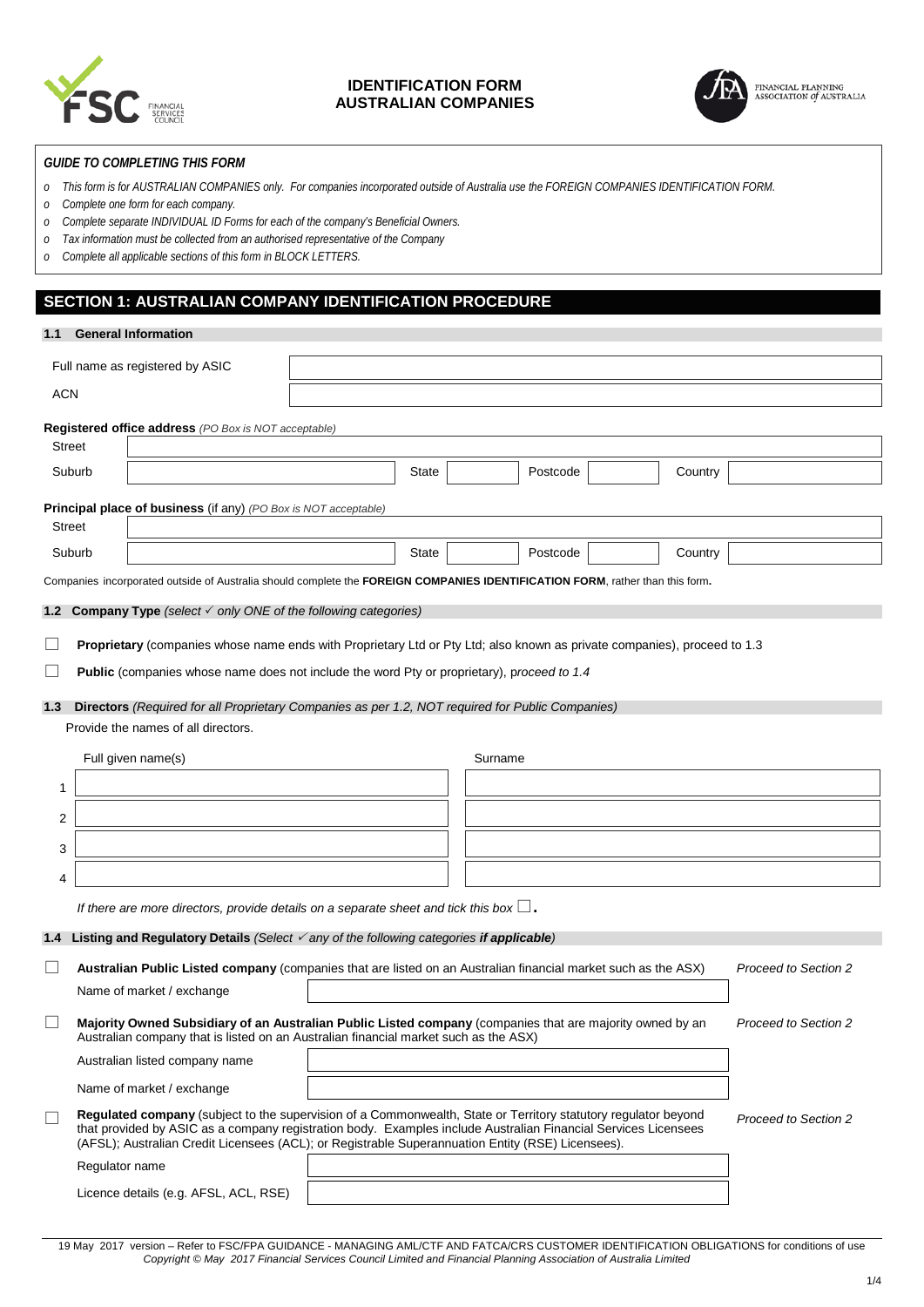# IDENTIFICATION FORM
# AUSTRALIAN COMPANIES

*GUIDE TO COMPLETING THIS FORM*

- *This form is for AUSTRALIAN COMPANIES only. For companies incorporated outside of Australia use the FOREIGN COMPANIES IDENTIFICATION FORM.*
- *Complete one form for each company.*
- *Complete separate INDIVIDUAL ID Forms for each of the company's Beneficial Owners.*
- *Tax information must be collected from an authorised representative of the Company*
- *Complete all applicable sections of this form in BLOCK LETTERS.*

## SECTION 1: AUSTRALIAN COMPANY IDENTIFICATION PROCEDURE

### 1.1 General Information

| | |
|---|---|
| Full name as registered by ASIC | |
| ACN | |

**Registered office address** *(PO Box is NOT acceptable)*

| | | | | | | | |
|---|---|---|---|---|---|---|---|
| Street | | | | | | | |
| Suburb | | State | | Postcode | | Country | |

**Principal place of business** (if any) *(PO Box is NOT acceptable)*

| | | | | | | | |
|---|---|---|---|---|---|---|---|
| Street | | | | | | | |
| Suburb | | State | | Postcode | | Country | |

Companies incorporated outside of Australia should complete the **FOREIGN COMPANIES IDENTIFICATION FORM**, rather than this form**.**

### 1.2 Company Type *(select ✓ only ONE of the following categories)*

☐ **Proprietary** (companies whose name ends with Proprietary Ltd or Pty Ltd; also known as private companies), proceed to 1.3

☐ **Public** (companies whose name does not include the word Pty or proprietary), p*roceed to 1.4*

### 1.3 Directors *(Required for all Proprietary Companies as per 1.2, NOT required for Public Companies)*

Provide the names of all directors.

| | Full given name(s) | Surname |
|---|---|---|
| 1 | | |
| 2 | | |
| 3 | | |
| 4 | | |

*If there are more directors, provide details on a separate sheet and tick this box* ☐**.**

### 1.4 Listing and Regulatory Details *(Select ✓ any of the following categories **if applicable**)*

☐ **Australian Public Listed company** (companies that are listed on an Australian financial market such as the ASX) — *Proceed to Section 2*

| | |
|---|---|
| Name of market / exchange | |

☐ **Majority Owned Subsidiary of an Australian Public Listed company** (companies that are majority owned by an Australian company that is listed on an Australian financial market such as the ASX) — *Proceed to Section 2*

| | |
|---|---|
| Australian listed company name | |
| Name of market / exchange | |

☐ **Regulated company** (subject to the supervision of a Commonwealth, State or Territory statutory regulator beyond that provided by ASIC as a company registration body. Examples include Australian Financial Services Licensees (AFSL); Australian Credit Licensees (ACL); or Registrable Superannuation Entity (RSE) Licensees). — *Proceed to Section 2*

| | |
|---|---|
| Regulator name | |
| Licence details (e.g. AFSL, ACL, RSE) | |

19 May 2017 version – Refer to FSC/FPA GUIDANCE - MANAGING AML/CTF AND FATCA/CRS CUSTOMER IDENTIFICATION OBLIGATIONS for conditions of use
*Copyright © May 2017 Financial Services Council Limited and Financial Planning Association of Australia Limited*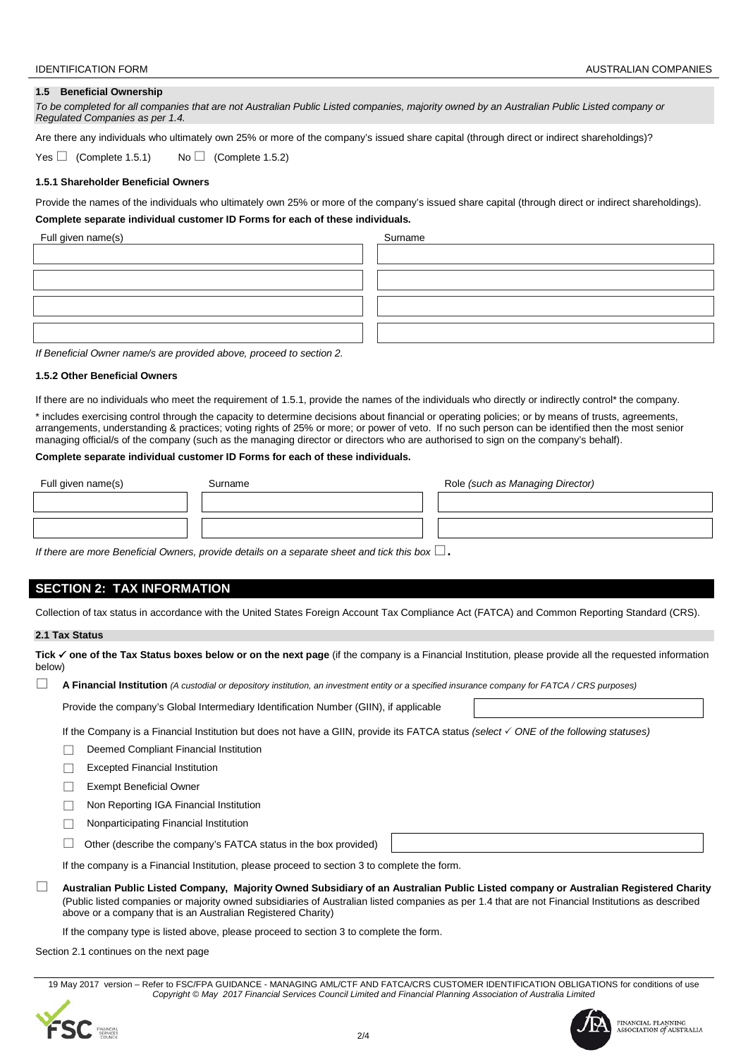### 1.5 Beneficial Ownership

*To be completed for all companies that are not Australian Public Listed companies, majority owned by an Australian Public Listed company or Regulated Companies as per 1.4.*

Are there any individuals who ultimately own 25% or more of the company's issued share capital (through direct or indirect shareholdings)?

Yes ☐ (Complete 1.5.1)  No ☐ (Complete 1.5.2)

#### 1.5.1 Shareholder Beneficial Owners

Provide the names of the individuals who ultimately own 25% or more of the company's issued share capital (through direct or indirect shareholdings).

**Complete separate individual customer ID Forms for each of these individuals.**

| Full given name(s) | Surname |
|---|---|
| | |
| | |
| | |
| | |

*If Beneficial Owner name/s are provided above, proceed to section 2.*

#### 1.5.2 Other Beneficial Owners

If there are no individuals who meet the requirement of 1.5.1, provide the names of the individuals who directly or indirectly control* the company.

* includes exercising control through the capacity to determine decisions about financial or operating policies; or by means of trusts, agreements, arrangements, understanding & practices; voting rights of 25% or more; or power of veto. If no such person can be identified then the most senior managing official/s of the company (such as the managing director or directors who are authorised to sign on the company's behalf).

**Complete separate individual customer ID Forms for each of these individuals.**

| Full given name(s) | Surname | Role *(such as Managing Director)* |
|---|---|---|
| | | |
| | | |

*If there are more Beneficial Owners, provide details on a separate sheet and tick this box* ☐.

## SECTION 2: TAX INFORMATION

Collection of tax status in accordance with the United States Foreign Account Tax Compliance Act (FATCA) and Common Reporting Standard (CRS).

### 2.1 Tax Status

**Tick ✓ one of the Tax Status boxes below or on the next page** (if the company is a Financial Institution, please provide all the requested information below)

☐ **A Financial Institution** *(A custodial or depository institution, an investment entity or a specified insurance company for FATCA / CRS purposes)*

Provide the company's Global Intermediary Identification Number (GIIN), if applicable ______________________

If the Company is a Financial Institution but does not have a GIIN, provide its FATCA status *(select ✓ ONE of the following statuses)*

- ☐ Deemed Compliant Financial Institution
- ☐ Excepted Financial Institution
- ☐ Exempt Beneficial Owner
- ☐ Non Reporting IGA Financial Institution
- ☐ Nonparticipating Financial Institution
- ☐ Other (describe the company's FATCA status in the box provided) ______________________

If the company is a Financial Institution, please proceed to section 3 to complete the form.

☐ **Australian Public Listed Company, Majority Owned Subsidiary of an Australian Public Listed company or Australian Registered Charity** (Public listed companies or majority owned subsidiaries of Australian listed companies as per 1.4 that are not Financial Institutions as described above or a company that is an Australian Registered Charity)

If the company type is listed above, please proceed to section 3 to complete the form.

Section 2.1 continues on the next page

19 May 2017 version – Refer to FSC/FPA GUIDANCE - MANAGING AML/CTF AND FATCA/CRS CUSTOMER IDENTIFICATION OBLIGATIONS for conditions of use
*Copyright © May 2017 Financial Services Council Limited and Financial Planning Association of Australia Limited*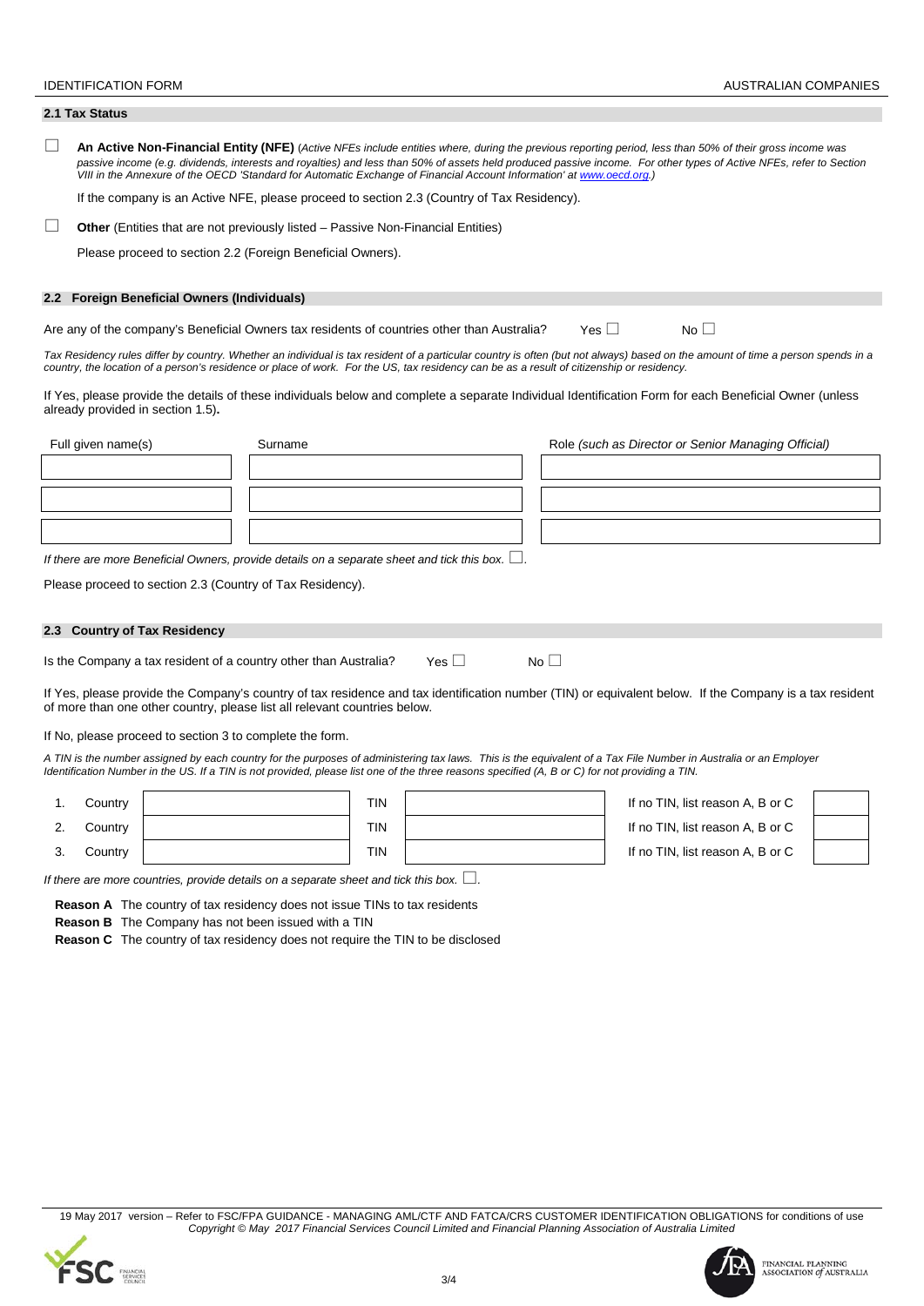## 2.1 Tax Status

☐ **An Active Non-Financial Entity (NFE)** (*Active NFEs include entities where, during the previous reporting period, less than 50% of their gross income was passive income (e.g. dividends, interests and royalties) and less than 50% of assets held produced passive income. For other types of Active NFEs, refer to Section VIII in the Annexure of the OECD 'Standard for Automatic Exchange of Financial Account Information' at www.oecd.org.*)

If the company is an Active NFE, please proceed to section 2.3 (Country of Tax Residency).

☐ **Other** (Entities that are not previously listed – Passive Non-Financial Entities)

Please proceed to section 2.2 (Foreign Beneficial Owners).

## 2.2 Foreign Beneficial Owners (Individuals)

Are any of the company's Beneficial Owners tax residents of countries other than Australia? Yes ☐ No ☐

*Tax Residency rules differ by country. Whether an individual is tax resident of a particular country is often (but not always) based on the amount of time a person spends in a country, the location of a person's residence or place of work. For the US, tax residency can be as a result of citizenship or residency.*

If Yes, please provide the details of these individuals below and complete a separate Individual Identification Form for each Beneficial Owner (unless already provided in section 1.5)**.**

| Full given name(s) | Surname | Role *(such as Director or Senior Managing Official)* |
|---|---|---|
| | | |
| | | |
| | | |

*If there are more Beneficial Owners, provide details on a separate sheet and tick this box.* ☐.

Please proceed to section 2.3 (Country of Tax Residency).

## 2.3 Country of Tax Residency

Is the Company a tax resident of a country other than Australia? Yes ☐ No ☐

If Yes, please provide the Company's country of tax residence and tax identification number (TIN) or equivalent below. If the Company is a tax resident of more than one other country, please list all relevant countries below.

If No, please proceed to section 3 to complete the form.

*A TIN is the number assigned by each country for the purposes of administering tax laws. This is the equivalent of a Tax File Number in Australia or an Employer Identification Number in the US. If a TIN is not provided, please list one of the three reasons specified (A, B or C) for not providing a TIN.*

| | Country | | TIN | | If no TIN, list reason A, B or C | |
|---|---|---|---|---|---|---|
| 1. | Country | | TIN | | If no TIN, list reason A, B or C | |
| 2. | Country | | TIN | | If no TIN, list reason A, B or C | |
| 3. | Country | | TIN | | If no TIN, list reason A, B or C | |

*If there are more countries, provide details on a separate sheet and tick this box.* ☐.

**Reason A** The country of tax residency does not issue TINs to tax residents

**Reason B** The Company has not been issued with a TIN

**Reason C** The country of tax residency does not require the TIN to be disclosed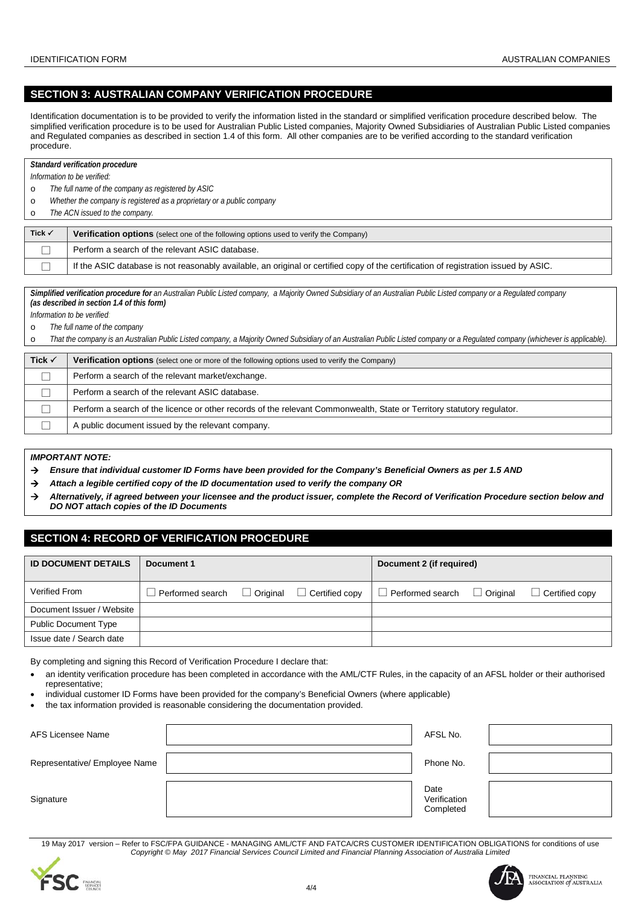## SECTION 3: AUSTRALIAN COMPANY VERIFICATION PROCEDURE

Identification documentation is to be provided to verify the information listed in the standard or simplified verification procedure described below. The simplified verification procedure is to be used for Australian Public Listed companies, Majority Owned Subsidiaries of Australian Public Listed companies and Regulated companies as described in section 1.4 of this form. All other companies are to be verified according to the standard verification procedure.

***Standard verification procedure***

*Information to be verified:*

- *The full name of the company as registered by ASIC*
- *Whether the company is registered as a proprietary or a public company*
- *The ACN issued to the company.*

| Tick ✓ | **Verification options** (select one of the following options used to verify the Company) |
|---|---|
| ☐ | Perform a search of the relevant ASIC database. |
| ☐ | If the ASIC database is not reasonably available, an original or certified copy of the certification of registration issued by ASIC. |

***Simplified verification procedure for*** *an Australian Public Listed company, a Majority Owned Subsidiary of an Australian Public Listed company or a Regulated company* ***(as described in section 1.4 of this form)***

*Information to be verified*

- *The full name of the company*
- *That the company is an Australian Public Listed company, a Majority Owned Subsidiary of an Australian Public Listed company or a Regulated company (whichever is applicable).*

| Tick ✓ | **Verification options** (select one or more of the following options used to verify the Company) |
|---|---|
| ☐ | Perform a search of the relevant market/exchange. |
| ☐ | Perform a search of the relevant ASIC database. |
| ☐ | Perform a search of the licence or other records of the relevant Commonwealth, State or Territory statutory regulator. |
| ☐ | A public document issued by the relevant company. |

***IMPORTANT NOTE:***

- → ***Ensure that individual customer ID Forms have been provided for the Company's Beneficial Owners as per 1.5 AND***
- → ***Attach a legible certified copy of the ID documentation used to verify the company OR***
- → ***Alternatively, if agreed between your licensee and the product issuer, complete the Record of Verification Procedure section below and DO NOT attach copies of the ID Documents***

## SECTION 4: RECORD OF VERIFICATION PROCEDURE

| ID DOCUMENT DETAILS | Document 1 | Document 2 (if required) |
|---|---|---|
| Verified From | ☐ Performed search ☐ Original ☐ Certified copy | ☐ Performed search ☐ Original ☐ Certified copy |
| Document Issuer / Website | | |
| Public Document Type | | |
| Issue date / Search date | | |

By completing and signing this Record of Verification Procedure I declare that:

- an identity verification procedure has been completed in accordance with the AML/CTF Rules, in the capacity of an AFSL holder or their authorised representative;
- individual customer ID Forms have been provided for the company's Beneficial Owners (where applicable)
- the tax information provided is reasonable considering the documentation provided.

| | | | |
|---|---|---|---|
| AFS Licensee Name | | AFSL No. | |
| Representative/ Employee Name | | Phone No. | |
| Signature | | Date Verification Completed | |

19 May 2017 version – Refer to FSC/FPA GUIDANCE - MANAGING AML/CTF AND FATCA/CRS CUSTOMER IDENTIFICATION OBLIGATIONS for conditions of use
*Copyright © May 2017 Financial Services Council Limited and Financial Planning Association of Australia Limited*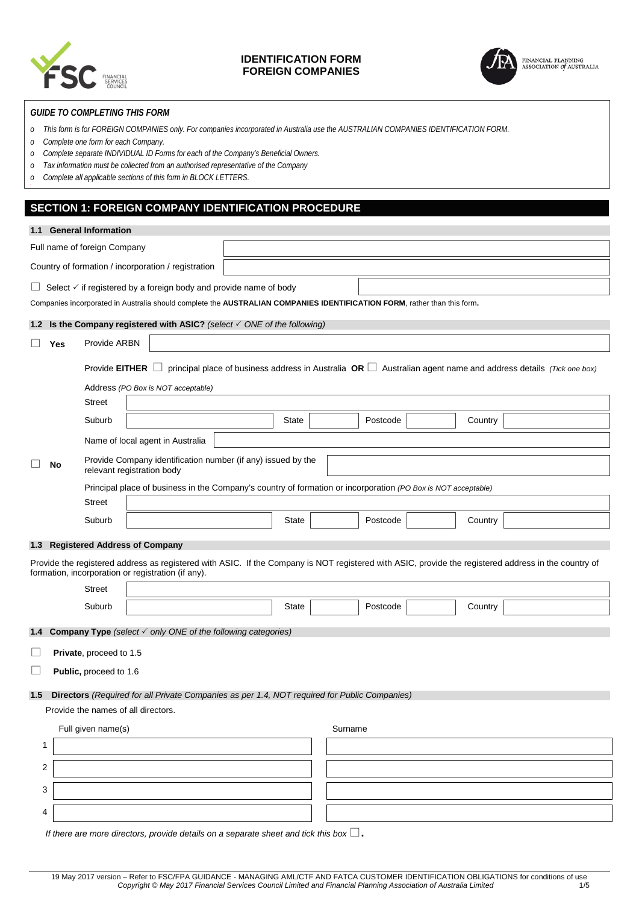# IDENTIFICATION FORM
# FOREIGN COMPANIES

*GUIDE TO COMPLETING THIS FORM*

- *This form is for FOREIGN COMPANIES only. For companies incorporated in Australia use the AUSTRALIAN COMPANIES IDENTIFICATION FORM.*
- *Complete one form for each Company.*
- *Complete separate INDIVIDUAL ID Forms for each of the Company's Beneficial Owners.*
- *Tax information must be collected from an authorised representative of the Company*
- *Complete all applicable sections of this form in BLOCK LETTERS.*

## SECTION 1: FOREIGN COMPANY IDENTIFICATION PROCEDURE

### 1.1 General Information

Full name of foreign Company

Country of formation / incorporation / registration

☐ Select ✓ if registered by a foreign body and provide name of body

Companies incorporated in Australia should complete the **AUSTRALIAN COMPANIES IDENTIFICATION FORM**, rather than this form**.**

### 1.2 Is the Company registered with ASIC? *(select ✓ ONE of the following)*

☐ **Yes** Provide ARBN

Provide **EITHER** ☐ principal place of business address in Australia **OR** ☐ Australian agent name and address details *(Tick one box)*

Address *(PO Box is NOT acceptable)*

Street

Suburb | State | Postcode | Country

Name of local agent in Australia

☐ **No** Provide Company identification number (if any) issued by the relevant registration body

Principal place of business in the Company's country of formation or incorporation *(PO Box is NOT acceptable)*

Street

Suburb | State | Postcode | Country

### 1.3 Registered Address of Company

Provide the registered address as registered with ASIC. If the Company is NOT registered with ASIC, provide the registered address in the country of formation, incorporation or registration (if any).

Street

Suburb | State | Postcode | Country

### 1.4 Company Type *(select ✓ only ONE of the following categories)*

☐ **Private**, proceed to 1.5

☐ **Public,** proceed to 1.6

### 1.5 Directors *(Required for all Private Companies as per 1.4, NOT required for Public Companies)*

Provide the names of all directors.

| | Full given name(s) | Surname |
|---|---|---|
| 1 | | |
| 2 | | |
| 3 | | |
| 4 | | |

*If there are more directors, provide details on a separate sheet and tick this box* ☐**.**

19 May 2017 version – Refer to FSC/FPA GUIDANCE - MANAGING AML/CTF AND FATCA CUSTOMER IDENTIFICATION OBLIGATIONS for conditions of use
*Copyright © May 2017 Financial Services Council Limited and Financial Planning Association of Australia Limited*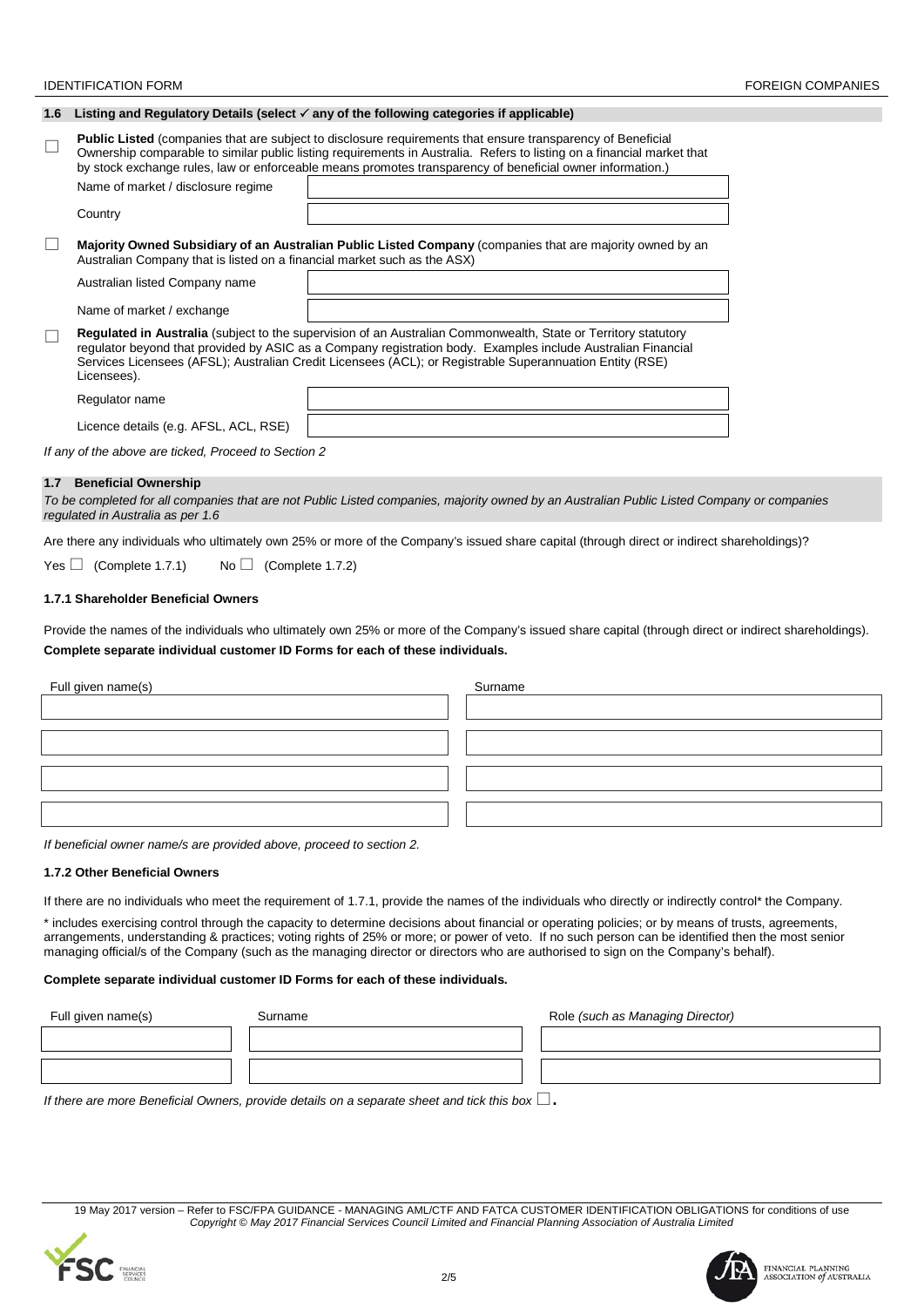## 1.6 Listing and Regulatory Details (select ✓ any of the following categories if applicable)

☐ **Public Listed** (companies that are subject to disclosure requirements that ensure transparency of Beneficial Ownership comparable to similar public listing requirements in Australia. Refers to listing on a financial market that by stock exchange rules, law or enforceable means promotes transparency of beneficial owner information.)

| | |
|---|---|
| Name of market / disclosure regime | |
| Country | |

☐ **Majority Owned Subsidiary of an Australian Public Listed Company** (companies that are majority owned by an Australian Company that is listed on a financial market such as the ASX)

| | |
|---|---|
| Australian listed Company name | |
| Name of market / exchange | |

☐ **Regulated in Australia** (subject to the supervision of an Australian Commonwealth, State or Territory statutory regulator beyond that provided by ASIC as a Company registration body. Examples include Australian Financial Services Licensees (AFSL); Australian Credit Licensees (ACL); or Registrable Superannuation Entity (RSE) Licensees).

| | |
|---|---|
| Regulator name | |
| Licence details (e.g. AFSL, ACL, RSE) | |

*If any of the above are ticked, Proceed to Section 2*

## 1.7 Beneficial Ownership

*To be completed for all companies that are not Public Listed companies, majority owned by an Australian Public Listed Company or companies regulated in Australia as per 1.6*

Are there any individuals who ultimately own 25% or more of the Company's issued share capital (through direct or indirect shareholdings)?

Yes ☐ (Complete 1.7.1) No ☐ (Complete 1.7.2)

### 1.7.1 Shareholder Beneficial Owners

Provide the names of the individuals who ultimately own 25% or more of the Company's issued share capital (through direct or indirect shareholdings).

**Complete separate individual customer ID Forms for each of these individuals.**

| Full given name(s) | Surname |
|---|---|
| | |
| | |
| | |
| | |

*If beneficial owner name/s are provided above, proceed to section 2.*

### 1.7.2 Other Beneficial Owners

If there are no individuals who meet the requirement of 1.7.1, provide the names of the individuals who directly or indirectly control* the Company.

* includes exercising control through the capacity to determine decisions about financial or operating policies; or by means of trusts, agreements, arrangements, understanding & practices; voting rights of 25% or more; or power of veto. If no such person can be identified then the most senior managing official/s of the Company (such as the managing director or directors who are authorised to sign on the Company's behalf).

**Complete separate individual customer ID Forms for each of these individuals.**

| Full given name(s) | Surname | Role *(such as Managing Director)* |
|---|---|---|
| | | |
| | | |

*If there are more Beneficial Owners, provide details on a separate sheet and tick this box* ☐.

19 May 2017 version – Refer to FSC/FPA GUIDANCE - MANAGING AML/CTF AND FATCA CUSTOMER IDENTIFICATION OBLIGATIONS for conditions of use
*Copyright © May 2017 Financial Services Council Limited and Financial Planning Association of Australia Limited*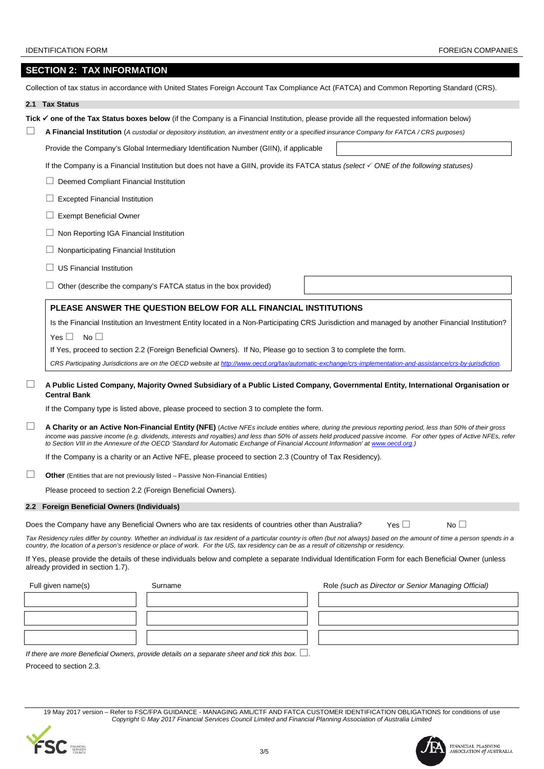## SECTION 2: TAX INFORMATION

Collection of tax status in accordance with United States Foreign Account Tax Compliance Act (FATCA) and Common Reporting Standard (CRS).

### 2.1 Tax Status

**Tick ✓ one of the Tax Status boxes below** (if the Company is a Financial Institution, please provide all the requested information below)

☐ **A Financial Institution** (*A custodial or depository institution, an investment entity or a specified insurance Company for FATCA / CRS purposes*)

Provide the Company's Global Intermediary Identification Number (GIIN), if applicable

If the Company is a Financial Institution but does not have a GIIN, provide its FATCA status *(select ✓ ONE of the following statuses)*

☐ Deemed Compliant Financial Institution

☐ Excepted Financial Institution

☐ Exempt Beneficial Owner

☐ Non Reporting IGA Financial Institution

☐ Nonparticipating Financial Institution

☐ US Financial Institution

☐ Other (describe the company's FATCA status in the box provided)

**PLEASE ANSWER THE QUESTION BELOW FOR ALL FINANCIAL INSTITUTIONS**

Is the Financial Institution an Investment Entity located in a Non-Participating CRS Jurisdiction and managed by another Financial Institution?

Yes ☐ No ☐

If Yes, proceed to section 2.2 (Foreign Beneficial Owners). If No, Please go to section 3 to complete the form.

*CRS Participating Jurisdictions are on the OECD website at http://www.oecd.org/tax/automatic-exchange/crs-implementation-and-assistance/crs-by-jurisdiction.*

☐ **A Public Listed Company, Majority Owned Subsidiary of a Public Listed Company, Governmental Entity, International Organisation or Central Bank**

If the Company type is listed above, please proceed to section 3 to complete the form.

☐ **A Charity or an Active Non-Financial Entity (NFE)** (*Active NFEs include entities where, during the previous reporting period, less than 50% of their gross income was passive income (e.g. dividends, interests and royalties) and less than 50% of assets held produced passive income. For other types of Active NFEs, refer to Section VIII in the Annexure of the OECD 'Standard for Automatic Exchange of Financial Account Information' at www.oecd.org.*)

If the Company is a charity or an Active NFE, please proceed to section 2.3 (Country of Tax Residency).

☐ **Other** (Entities that are not previously listed – Passive Non-Financial Entities)

Please proceed to section 2.2 (Foreign Beneficial Owners).

### 2.2 Foreign Beneficial Owners (Individuals)

Does the Company have any Beneficial Owners who are tax residents of countries other than Australia? Yes ☐ No ☐

*Tax Residency rules differ by country. Whether an individual is tax resident of a particular country is often (but not always) based on the amount of time a person spends in a country, the location of a person's residence or place of work. For the US, tax residency can be as a result of citizenship or residency.*

If Yes, please provide the details of these individuals below and complete a separate Individual Identification Form for each Beneficial Owner (unless already provided in section 1.7).

| Full given name(s) | Surname | Role *(such as Director or Senior Managing Official)* |
|---|---|---|
| | | |
| | | |
| | | |

*If there are more Beneficial Owners, provide details on a separate sheet and tick this box.* ☐.

Proceed to section 2.3.

19 May 2017 version – Refer to FSC/FPA GUIDANCE - MANAGING AML/CTF AND FATCA CUSTOMER IDENTIFICATION OBLIGATIONS for conditions of use
*Copyright © May 2017 Financial Services Council Limited and Financial Planning Association of Australia Limited*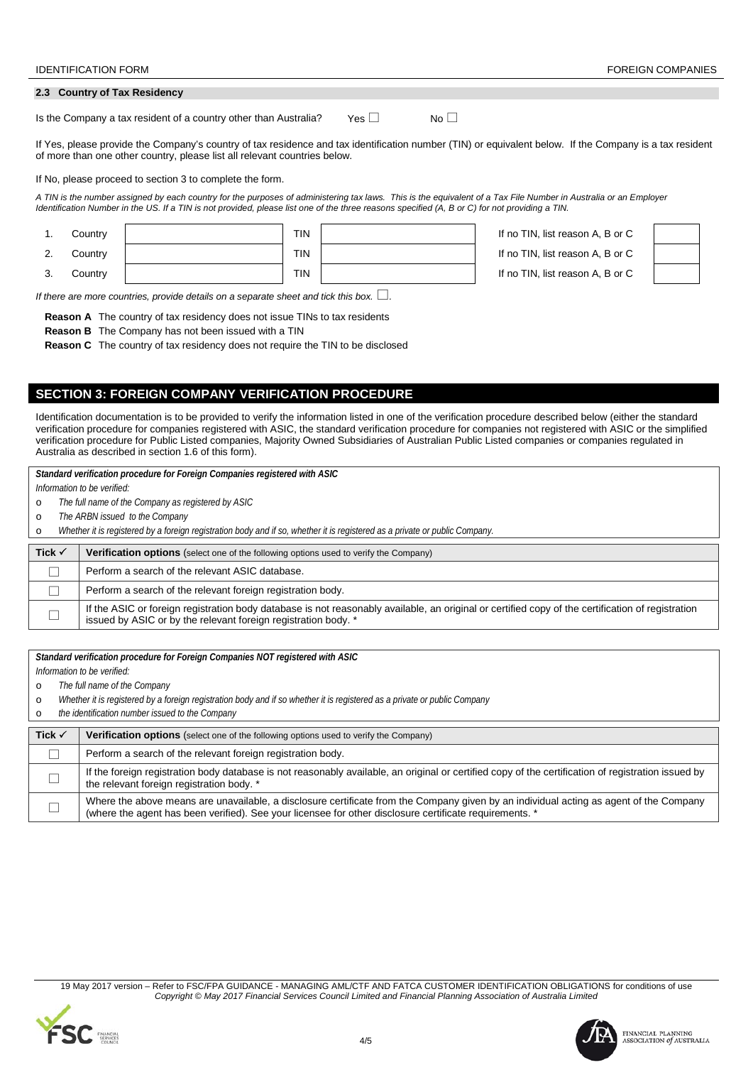### 2.3 Country of Tax Residency

Is the Company a tax resident of a country other than Australia? Yes ☐ No ☐

If Yes, please provide the Company's country of tax residence and tax identification number (TIN) or equivalent below. If the Company is a tax resident of more than one other country, please list all relevant countries below.

If No, please proceed to section 3 to complete the form.

*A TIN is the number assigned by each country for the purposes of administering tax laws. This is the equivalent of a Tax File Number in Australia or an Employer Identification Number in the US. If a TIN is not provided, please list one of the three reasons specified (A, B or C) for not providing a TIN.*

| | | | | | | |
|---|---|---|---|---|---|---|
| 1. | Country | | TIN | | If no TIN, list reason A, B or C | |
| 2. | Country | | TIN | | If no TIN, list reason A, B or C | |
| 3. | Country | | TIN | | If no TIN, list reason A, B or C | |

*If there are more countries, provide details on a separate sheet and tick this box.* ☐.

**Reason A** The country of tax residency does not issue TINs to tax residents

**Reason B** The Company has not been issued with a TIN

**Reason C** The country of tax residency does not require the TIN to be disclosed

## SECTION 3: FOREIGN COMPANY VERIFICATION PROCEDURE

Identification documentation is to be provided to verify the information listed in one of the verification procedure described below (either the standard verification procedure for companies registered with ASIC, the standard verification procedure for companies not registered with ASIC or the simplified verification procedure for Public Listed companies, Majority Owned Subsidiaries of Australian Public Listed companies or companies regulated in Australia as described in section 1.6 of this form).

***Standard verification procedure for Foreign Companies registered with ASIC***

*Information to be verified:*

- *The full name of the Company as registered by ASIC*
- *The ARBN issued to the Company*
- *Whether it is registered by a foreign registration body and if so, whether it is registered as a private or public Company.*

| Tick ✓ | **Verification options** (select one of the following options used to verify the Company) |
|---|---|
| ☐ | Perform a search of the relevant ASIC database. |
| ☐ | Perform a search of the relevant foreign registration body. |
| ☐ | If the ASIC or foreign registration body database is not reasonably available, an original or certified copy of the certification of registration issued by ASIC or by the relevant foreign registration body. * |

***Standard verification procedure for Foreign Companies NOT registered with ASIC***

*Information to be verified:*

- *The full name of the Company*
- *Whether it is registered by a foreign registration body and if so whether it is registered as a private or public Company*
- *the identification number issued to the Company*

| Tick ✓ | **Verification options** (select one of the following options used to verify the Company) |
|---|---|
| ☐ | Perform a search of the relevant foreign registration body. |
| ☐ | If the foreign registration body database is not reasonably available, an original or certified copy of the certification of registration issued by the relevant foreign registration body. * |
| ☐ | Where the above means are unavailable, a disclosure certificate from the Company given by an individual acting as agent of the Company (where the agent has been verified). See your licensee for other disclosure certificate requirements. * |

19 May 2017 version – Refer to FSC/FPA GUIDANCE - MANAGING AML/CTF AND FATCA CUSTOMER IDENTIFICATION OBLIGATIONS for conditions of use
*Copyright © May 2017 Financial Services Council Limited and Financial Planning Association of Australia Limited*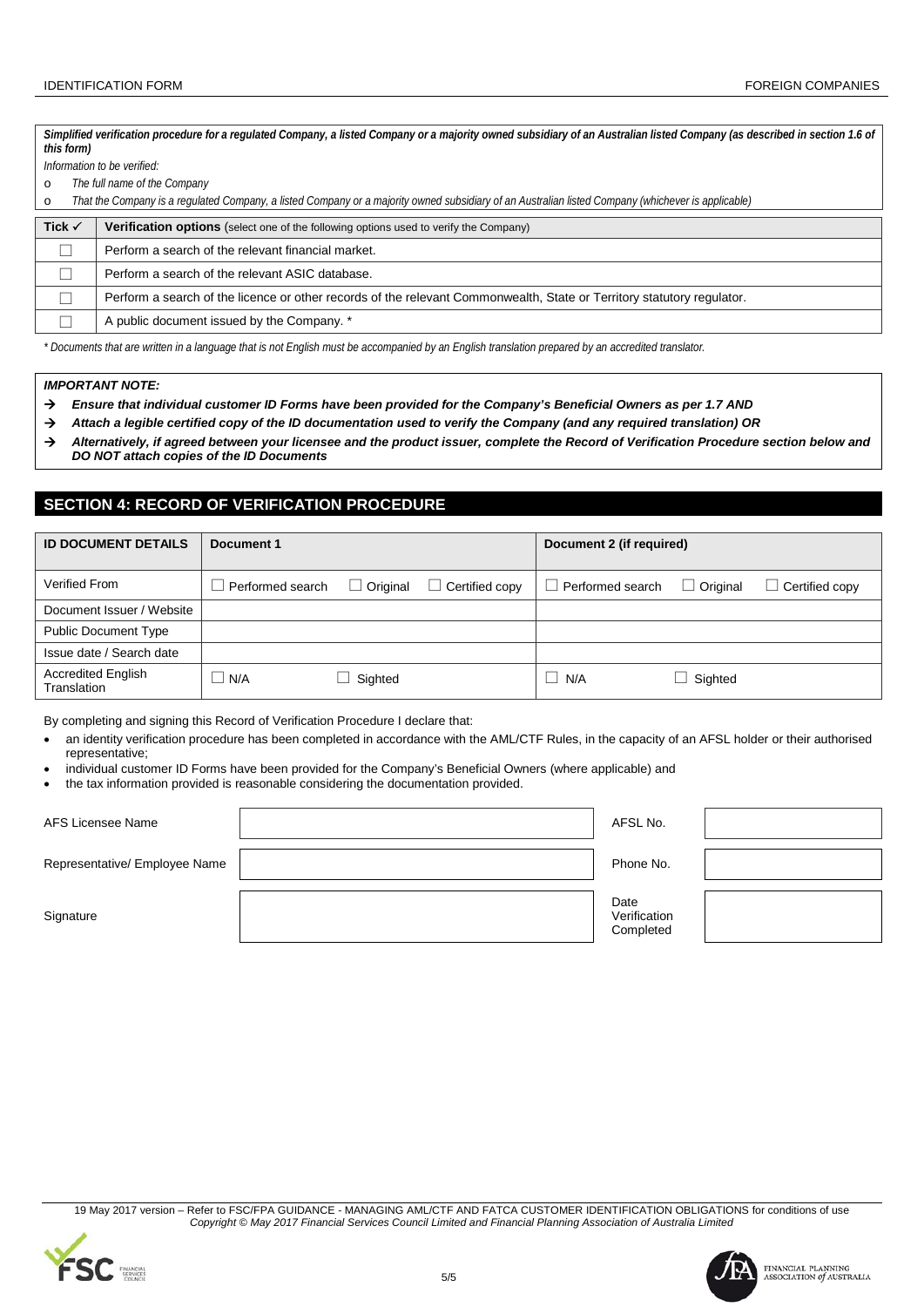***Simplified verification procedure for a regulated Company, a listed Company or a majority owned subsidiary of an Australian listed Company (as described in section 1.6 of this form)***

*Information to be verified:*

- *The full name of the Company*
- *That the Company is a regulated Company, a listed Company or a majority owned subsidiary of an Australian listed Company (whichever is applicable)*

| Tick ✓ | **Verification options** (select one of the following options used to verify the Company) |
|---|---|
| ☐ | Perform a search of the relevant financial market. |
| ☐ | Perform a search of the relevant ASIC database. |
| ☐ | Perform a search of the licence or other records of the relevant Commonwealth, State or Territory statutory regulator. |
| ☐ | A public document issued by the Company. * |

*\* Documents that are written in a language that is not English must be accompanied by an English translation prepared by an accredited translator.*

***IMPORTANT NOTE:***

- → ***Ensure that individual customer ID Forms have been provided for the Company's Beneficial Owners as per 1.7 AND***
- → ***Attach a legible certified copy of the ID documentation used to verify the Company (and any required translation) OR***
- → ***Alternatively, if agreed between your licensee and the product issuer, complete the Record of Verification Procedure section below and DO NOT attach copies of the ID Documents***

## SECTION 4: RECORD OF VERIFICATION PROCEDURE

| **ID DOCUMENT DETAILS** | **Document 1** | **Document 2 (if required)** |
|---|---|---|
| Verified From | ☐ Performed search ☐ Original ☐ Certified copy | ☐ Performed search ☐ Original ☐ Certified copy |
| Document Issuer / Website | | |
| Public Document Type | | |
| Issue date / Search date | | |
| Accredited English Translation | ☐ N/A ☐ Sighted | ☐ N/A ☐ Sighted |

By completing and signing this Record of Verification Procedure I declare that:

- an identity verification procedure has been completed in accordance with the AML/CTF Rules, in the capacity of an AFSL holder or their authorised representative;
- individual customer ID Forms have been provided for the Company's Beneficial Owners (where applicable) and
- the tax information provided is reasonable considering the documentation provided.

| | | | |
|---|---|---|---|
| AFS Licensee Name | | AFSL No. | |
| Representative/ Employee Name | | Phone No. | |
| Signature | | Date Verification Completed | |

19 May 2017 version – Refer to FSC/FPA GUIDANCE - MANAGING AML/CTF AND FATCA CUSTOMER IDENTIFICATION OBLIGATIONS for conditions of use
*Copyright © May 2017 Financial Services Council Limited and Financial Planning Association of Australia Limited*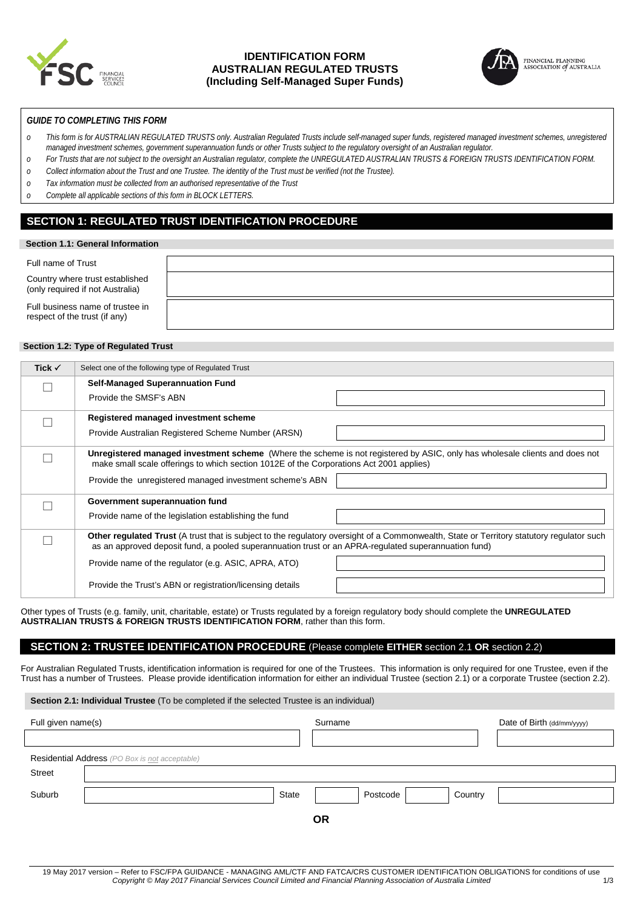# IDENTIFICATION FORM
# AUSTRALIAN REGULATED TRUSTS
# (Including Self-Managed Super Funds)

*GUIDE TO COMPLETING THIS FORM*

- *This form is for AUSTRALIAN REGULATED TRUSTS only. Australian Regulated Trusts include self-managed super funds, registered managed investment schemes, unregistered managed investment schemes, government superannuation funds or other Trusts subject to the regulatory oversight of an Australian regulator.*
- *For Trusts that are not subject to the oversight an Australian regulator, complete the UNREGULATED AUSTRALIAN TRUSTS & FOREIGN TRUSTS IDENTIFICATION FORM.*
- *Collect information about the Trust and one Trustee. The identity of the Trust must be verified (not the Trustee).*
- *Tax information must be collected from an authorised representative of the Trust*
- *Complete all applicable sections of this form in BLOCK LETTERS.*

## SECTION 1: REGULATED TRUST IDENTIFICATION PROCEDURE

### Section 1.1: General Information

| | |
|---|---|
| Full name of Trust | |
| Country where trust established (only required if not Australia) | |
| Full business name of trustee in respect of the trust (if any) | |

### Section 1.2: Type of Regulated Trust

| Tick ✓ | Select one of the following type of Regulated Trust | |
|---|---|---|
| ☐ | **Self-Managed Superannuation Fund** | |
| | Provide the SMSF's ABN | |
| ☐ | **Registered managed investment scheme** | |
| | Provide Australian Registered Scheme Number (ARSN) | |
| ☐ | **Unregistered managed investment scheme** (Where the scheme is not registered by ASIC, only has wholesale clients and does not make small scale offerings to which section 1012E of the Corporations Act 2001 applies) | |
| | Provide the unregistered managed investment scheme's ABN | |
| ☐ | **Government superannuation fund** | |
| | Provide name of the legislation establishing the fund | |
| ☐ | **Other regulated Trust** (A trust that is subject to the regulatory oversight of a Commonwealth, State or Territory statutory regulator such as an approved deposit fund, a pooled superannuation trust or an APRA-regulated superannuation fund) | |
| | Provide name of the regulator (e.g. ASIC, APRA, ATO) | |
| | Provide the Trust's ABN or registration/licensing details | |

Other types of Trusts (e.g. family, unit, charitable, estate) or Trusts regulated by a foreign regulatory body should complete the **UNREGULATED AUSTRALIAN TRUSTS & FOREIGN TRUSTS IDENTIFICATION FORM**, rather than this form.

## SECTION 2: TRUSTEE IDENTIFICATION PROCEDURE (Please complete EITHER section 2.1 OR section 2.2)

For Australian Regulated Trusts, identification information is required for one of the Trustees. This information is only required for one Trustee, even if the Trust has a number of Trustees. Please provide identification information for either an individual Trustee (section 2.1) or a corporate Trustee (section 2.2).

### Section 2.1: Individual Trustee (To be completed if the selected Trustee is an individual)

| Full given name(s) | Surname | Date of Birth (dd/mm/yyyy) |
|---|---|---|
| | | |

Residential Address *(PO Box is not acceptable)*

| | | | | | | | |
|---|---|---|---|---|---|---|---|
| Street | | | | | | | |
| Suburb | | State | | Postcode | | Country | |

**OR**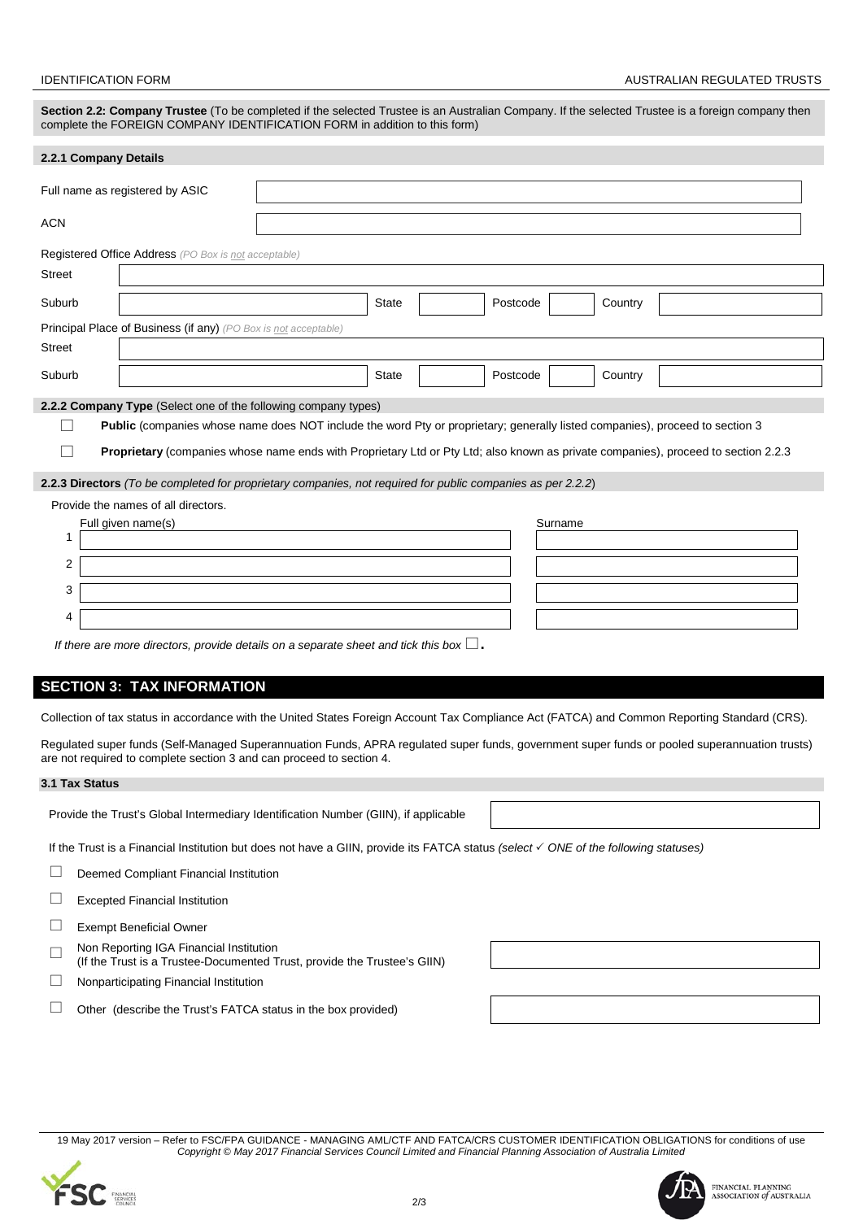**Section 2.2: Company Trustee** (To be completed if the selected Trustee is an Australian Company. If the selected Trustee is a foreign company then complete the FOREIGN COMPANY IDENTIFICATION FORM in addition to this form)

### 2.2.1 Company Details

| | |
|---|---|
| Full name as registered by ASIC | |
| ACN | |

Registered Office Address *(PO Box is not acceptable)*

| | | | | | | | |
|---|---|---|---|---|---|---|---|
| Street | | | | | | | |
| Suburb | | State | | Postcode | | Country | |

Principal Place of Business (if any) *(PO Box is not acceptable)*

| | | | | | | | |
|---|---|---|---|---|---|---|---|
| Street | | | | | | | |
| Suburb | | State | | Postcode | | Country | |

### 2.2.2 Company Type (Select one of the following company types)

☐ **Public** (companies whose name does NOT include the word Pty or proprietary; generally listed companies), proceed to section 3

☐ **Proprietary** (companies whose name ends with Proprietary Ltd or Pty Ltd; also known as private companies), proceed to section 2.2.3

### 2.2.3 Directors *(To be completed for proprietary companies, not required for public companies as per 2.2.2)*

Provide the names of all directors.

| | Full given name(s) | Surname |
|---|---|---|
| 1 | | |
| 2 | | |
| 3 | | |
| 4 | | |

*If there are more directors, provide details on a separate sheet and tick this box* ☐.

## SECTION 3: TAX INFORMATION

Collection of tax status in accordance with the United States Foreign Account Tax Compliance Act (FATCA) and Common Reporting Standard (CRS).

Regulated super funds (Self-Managed Superannuation Funds, APRA regulated super funds, government super funds or pooled superannuation trusts) are not required to complete section 3 and can proceed to section 4.

### 3.1 Tax Status

Provide the Trust's Global Intermediary Identification Number (GIIN), if applicable

If the Trust is a Financial Institution but does not have a GIIN, provide its FATCA status *(select ✓ ONE of the following statuses)*

☐ Deemed Compliant Financial Institution

☐ Excepted Financial Institution

☐ Exempt Beneficial Owner

☐ Non Reporting IGA Financial Institution
(If the Trust is a Trustee-Documented Trust, provide the Trustee's GIIN)

☐ Nonparticipating Financial Institution

☐ Other (describe the Trust's FATCA status in the box provided)

19 May 2017 version – Refer to FSC/FPA GUIDANCE - MANAGING AML/CTF AND FATCA/CRS CUSTOMER IDENTIFICATION OBLIGATIONS for conditions of use
*Copyright © May 2017 Financial Services Council Limited and Financial Planning Association of Australia Limited*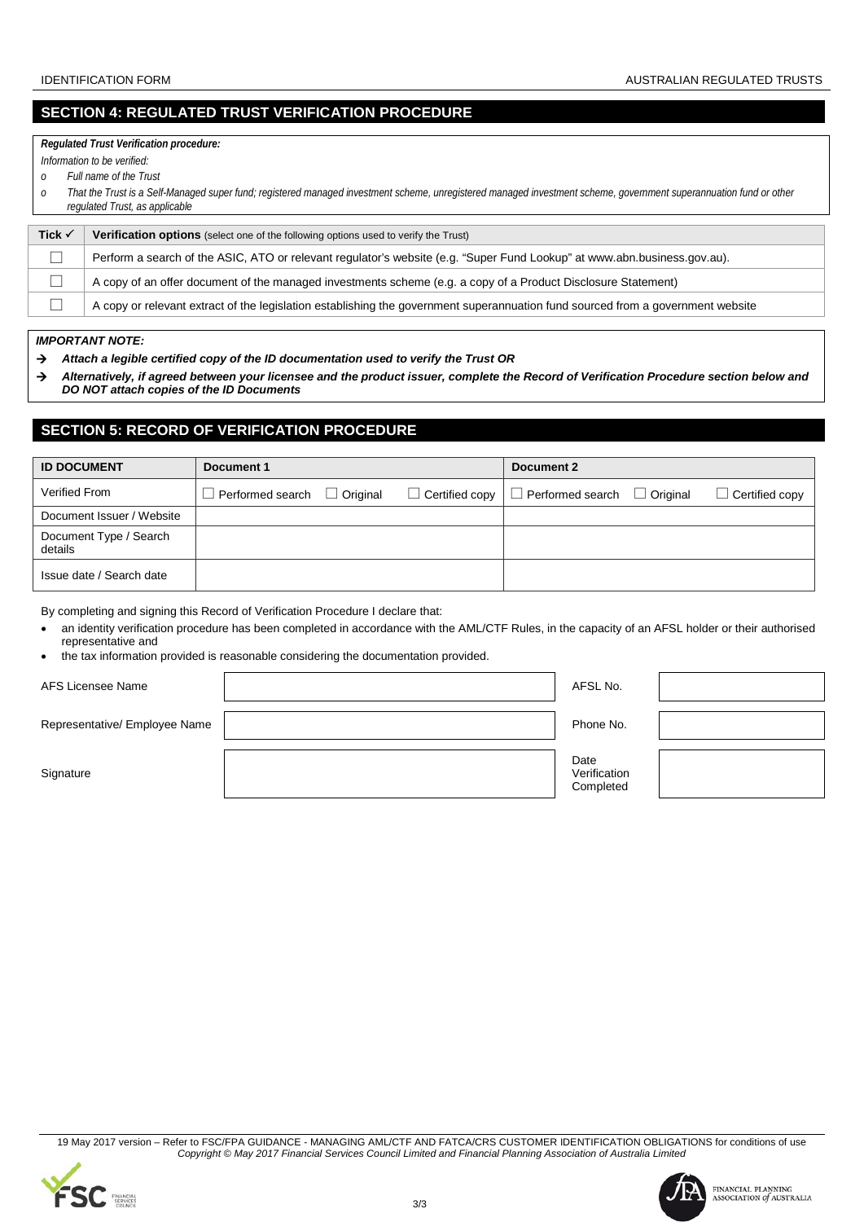## SECTION 4: REGULATED TRUST VERIFICATION PROCEDURE

***Regulated Trust Verification procedure:***

*Information to be verified:*

- *Full name of the Trust*
- *That the Trust is a Self-Managed super fund; registered managed investment scheme, unregistered managed investment scheme, government superannuation fund or other regulated Trust, as applicable*

| Tick ✓ | **Verification options** (select one of the following options used to verify the Trust) |
|---|---|
| ☐ | Perform a search of the ASIC, ATO or relevant regulator's website (e.g. "Super Fund Lookup" at www.abn.business.gov.au). |
| ☐ | A copy of an offer document of the managed investments scheme (e.g. a copy of a Product Disclosure Statement) |
| ☐ | A copy or relevant extract of the legislation establishing the government superannuation fund sourced from a government website |

***IMPORTANT NOTE:***

→ ***Attach a legible certified copy of the ID documentation used to verify the Trust OR***

→ ***Alternatively, if agreed between your licensee and the product issuer, complete the Record of Verification Procedure section below and DO NOT attach copies of the ID Documents***

## SECTION 5: RECORD OF VERIFICATION PROCEDURE

| **ID DOCUMENT** | **Document 1** | **Document 2** |
|---|---|---|
| Verified From | ☐ Performed search ☐ Original ☐ Certified copy | ☐ Performed search ☐ Original ☐ Certified copy |
| Document Issuer / Website | | |
| Document Type / Search details | | |
| Issue date / Search date | | |

By completing and signing this Record of Verification Procedure I declare that:

- an identity verification procedure has been completed in accordance with the AML/CTF Rules, in the capacity of an AFSL holder or their authorised representative and
- the tax information provided is reasonable considering the documentation provided.

| | | | |
|---|---|---|---|
| AFS Licensee Name | | AFSL No. | |
| Representative/ Employee Name | | Phone No. | |
| Signature | | Date Verification Completed | |

19 May 2017 version – Refer to FSC/FPA GUIDANCE - MANAGING AML/CTF AND FATCA/CRS CUSTOMER IDENTIFICATION OBLIGATIONS for conditions of use
*Copyright © May 2017 Financial Services Council Limited and Financial Planning Association of Australia Limited*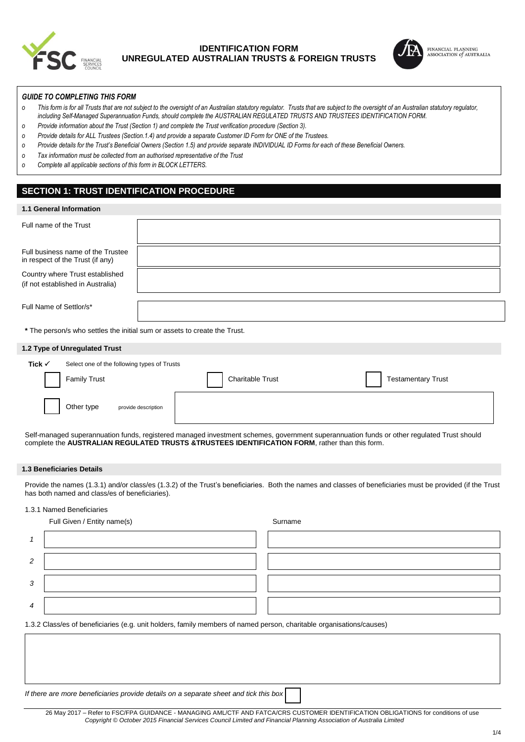# IDENTIFICATION FORM
## UNREGULATED AUSTRALIAN TRUSTS & FOREIGN TRUSTS

***GUIDE TO COMPLETING THIS FORM***

- *This form is for all Trusts that are not subject to the oversight of an Australian statutory regulator. Trusts that are subject to the oversight of an Australian statutory regulator, including Self-Managed Superannuation Funds, should complete the AUSTRALIAN REGULATED TRUSTS AND TRUSTEES IDENTIFICATION FORM.*
- *Provide information about the Trust (Section 1) and complete the Trust verification procedure (Section 3).*
- *Provide details for ALL Trustees (Section.1.4) and provide a separate Customer ID Form for ONE of the Trustees.*
- *Provide details for the Trust's Beneficial Owners (Section 1.5) and provide separate INDIVIDUAL ID Forms for each of these Beneficial Owners.*
- *Tax information must be collected from an authorised representative of the Trust*
- *Complete all applicable sections of this form in BLOCK LETTERS.*

## SECTION 1: TRUST IDENTIFICATION PROCEDURE

### 1.1 General Information

| | |
|---|---|
| Full name of the Trust | |
| Full business name of the Trustee in respect of the Trust (if any) | |
| Country where Trust established (if not established in Australia) | |
| Full Name of Settlor/s* | |

**\*** The person/s who settles the initial sum or assets to create the Trust.

### 1.2 Type of Unregulated Trust

**Tick ✓** Select one of the following types of Trusts

☐ Family Trust ☐ Charitable Trust ☐ Testamentary Trust

☐ Other type provide description ____________________

Self-managed superannuation funds, registered managed investment schemes, government superannuation funds or other regulated Trust should complete the **AUSTRALIAN REGULATED TRUSTS &TRUSTEES IDENTIFICATION FORM**, rather than this form.

### 1.3 Beneficiaries Details

Provide the names (1.3.1) and/or class/es (1.3.2) of the Trust's beneficiaries. Both the names and classes of beneficiaries must be provided (if the Trust has both named and class/es of beneficiaries).

1.3.1 Named Beneficiaries

| | Full Given / Entity name(s) | Surname |
|---|---|---|
| *1* | | |
| *2* | | |
| *3* | | |
| *4* | | |

1.3.2 Class/es of beneficiaries (e.g. unit holders, family members of named person, charitable organisations/causes)

| |
|---|
| |

*If there are more beneficiaries provide details on a separate sheet and tick this box* ☐

26 May 2017 – Refer to FSC/FPA GUIDANCE - MANAGING AML/CTF AND FATCA/CRS CUSTOMER IDENTIFICATION OBLIGATIONS for conditions of use
*Copyright © October 2015 Financial Services Council Limited and Financial Planning Association of Australia Limited*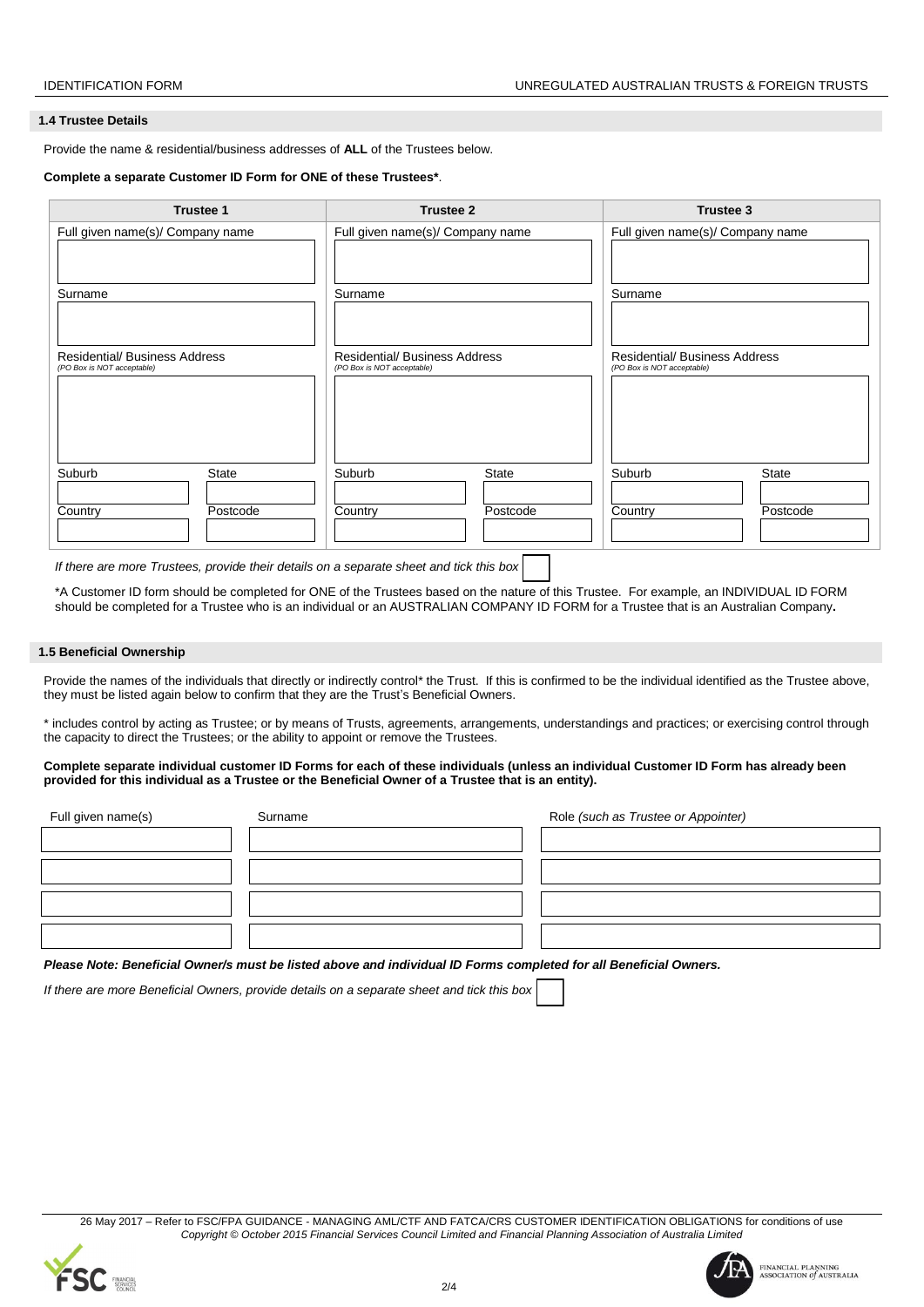### 1.4 Trustee Details

Provide the name & residential/business addresses of **ALL** of the Trustees below.

**Complete a separate Customer ID Form for ONE of these Trustees\***.

| Trustee 1 | | Trustee 2 | | Trustee 3 | |
|---|---|---|---|---|---|
| Full given name(s)/ Company name | | Full given name(s)/ Company name | | Full given name(s)/ Company name | |
| | | | | | |
| Surname | | Surname | | Surname | |
| | | | | | |
| Residential/ Business Address *(PO Box is NOT acceptable)* | | Residential/ Business Address *(PO Box is NOT acceptable)* | | Residential/ Business Address *(PO Box is NOT acceptable)* | |
| | | | | | |
| Suburb | State | Suburb | State | Suburb | State |
| | | | | | |
| Country | Postcode | Country | Postcode | Country | Postcode |
| | | | | | |

*If there are more Trustees, provide their details on a separate sheet and tick this box* ☐

\*A Customer ID form should be completed for ONE of the Trustees based on the nature of this Trustee. For example, an INDIVIDUAL ID FORM should be completed for a Trustee who is an individual or an AUSTRALIAN COMPANY ID FORM for a Trustee that is an Australian Company**.**

### 1.5 Beneficial Ownership

Provide the names of the individuals that directly or indirectly control\* the Trust. If this is confirmed to be the individual identified as the Trustee above, they must be listed again below to confirm that they are the Trust's Beneficial Owners.

\* includes control by acting as Trustee; or by means of Trusts, agreements, arrangements, understandings and practices; or exercising control through the capacity to direct the Trustees; or the ability to appoint or remove the Trustees.

**Complete separate individual customer ID Forms for each of these individuals (unless an individual Customer ID Form has already been provided for this individual as a Trustee or the Beneficial Owner of a Trustee that is an entity).**

| Full given name(s) | Surname | Role *(such as Trustee or Appointer)* |
|---|---|---|
| | | |
| | | |
| | | |
| | | |

***Please Note: Beneficial Owner/s must be listed above and individual ID Forms completed for all Beneficial Owners.***

*If there are more Beneficial Owners, provide details on a separate sheet and tick this box* ☐

26 May 2017 – Refer to FSC/FPA GUIDANCE - MANAGING AML/CTF AND FATCA/CRS CUSTOMER IDENTIFICATION OBLIGATIONS for conditions of use
*Copyright © October 2015 Financial Services Council Limited and Financial Planning Association of Australia Limited*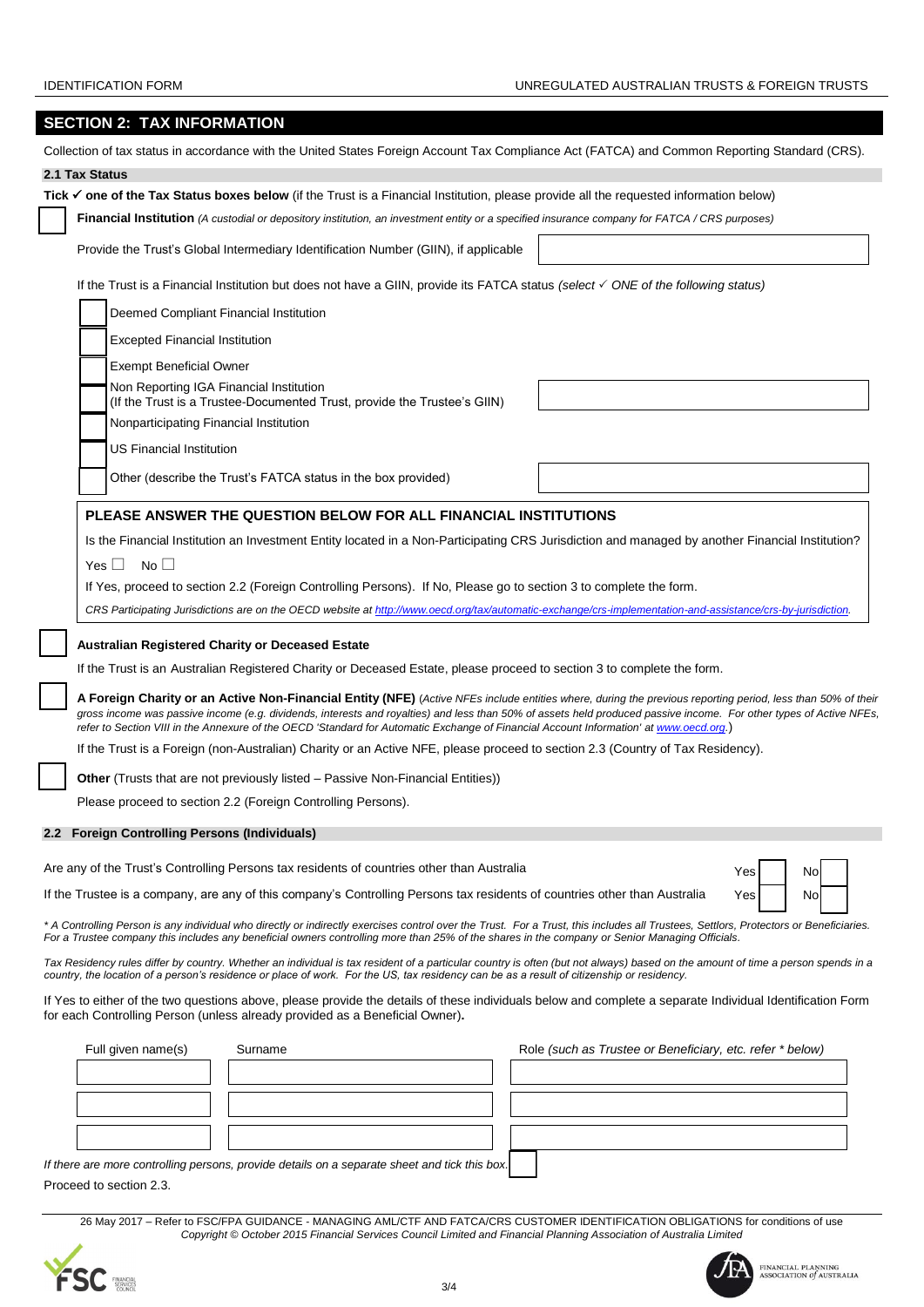## SECTION 2: TAX INFORMATION

Collection of tax status in accordance with the United States Foreign Account Tax Compliance Act (FATCA) and Common Reporting Standard (CRS).

### 2.1 Tax Status

**Tick ✓ one of the Tax Status boxes below** (if the Trust is a Financial Institution, please provide all the requested information below)

☐ **Financial Institution** *(A custodial or depository institution, an investment entity or a specified insurance company for FATCA / CRS purposes)*

Provide the Trust's Global Intermediary Identification Number (GIIN), if applicable ______________________

If the Trust is a Financial Institution but does not have a GIIN, provide its FATCA status *(select ✓ ONE of the following status)*

- ☐ Deemed Compliant Financial Institution
- ☐ Excepted Financial Institution
- ☐ Exempt Beneficial Owner
- ☐ Non Reporting IGA Financial Institution (If the Trust is a Trustee-Documented Trust, provide the Trustee's GIIN) ______________________
- ☐ Nonparticipating Financial Institution
- ☐ US Financial Institution
- ☐ Other (describe the Trust's FATCA status in the box provided) ______________________

**PLEASE ANSWER THE QUESTION BELOW FOR ALL FINANCIAL INSTITUTIONS**

Is the Financial Institution an Investment Entity located in a Non-Participating CRS Jurisdiction and managed by another Financial Institution?

Yes ☐ No ☐

If Yes, proceed to section 2.2 (Foreign Controlling Persons). If No, Please go to section 3 to complete the form.

*CRS Participating Jurisdictions are on the OECD website at http://www.oecd.org/tax/automatic-exchange/crs-implementation-and-assistance/crs-by-jurisdiction.*

☐ **Australian Registered Charity or Deceased Estate**

If the Trust is an Australian Registered Charity or Deceased Estate, please proceed to section 3 to complete the form.

☐ **A Foreign Charity or an Active Non-Financial Entity (NFE)** (*Active NFEs include entities where, during the previous reporting period, less than 50% of their gross income was passive income (e.g. dividends, interests and royalties) and less than 50% of assets held produced passive income. For other types of Active NFEs, refer to Section VIII in the Annexure of the OECD 'Standard for Automatic Exchange of Financial Account Information' at www.oecd.org.*)

If the Trust is a Foreign (non-Australian) Charity or an Active NFE, please proceed to section 2.3 (Country of Tax Residency).

☐ **Other** (Trusts that are not previously listed – Passive Non-Financial Entities))

Please proceed to section 2.2 (Foreign Controlling Persons).

### 2.2 Foreign Controlling Persons (Individuals)

Are any of the Trust's Controlling Persons tax residents of countries other than Australia — Yes ☐ No ☐

If the Trustee is a company, are any of this company's Controlling Persons tax residents of countries other than Australia — Yes ☐ No ☐

*\* A Controlling Person is any individual who directly or indirectly exercises control over the Trust. For a Trust, this includes all Trustees, Settlors, Protectors or Beneficiaries. For a Trustee company this includes any beneficial owners controlling more than 25% of the shares in the company or Senior Managing Officials.*

*Tax Residency rules differ by country. Whether an individual is tax resident of a particular country is often (but not always) based on the amount of time a person spends in a country, the location of a person's residence or place of work. For the US, tax residency can be as a result of citizenship or residency.*

If Yes to either of the two questions above, please provide the details of these individuals below and complete a separate Individual Identification Form for each Controlling Person (unless already provided as a Beneficial Owner)**.**

| Full given name(s) | Surname | Role *(such as Trustee or Beneficiary, etc. refer \* below)* |
|---|---|---|
| | | |
| | | |
| | | |

*If there are more controlling persons, provide details on a separate sheet and tick this box.* ☐

Proceed to section 2.3.

26 May 2017 – Refer to FSC/FPA GUIDANCE - MANAGING AML/CTF AND FATCA/CRS CUSTOMER IDENTIFICATION OBLIGATIONS for conditions of use
*Copyright © October 2015 Financial Services Council Limited and Financial Planning Association of Australia Limited*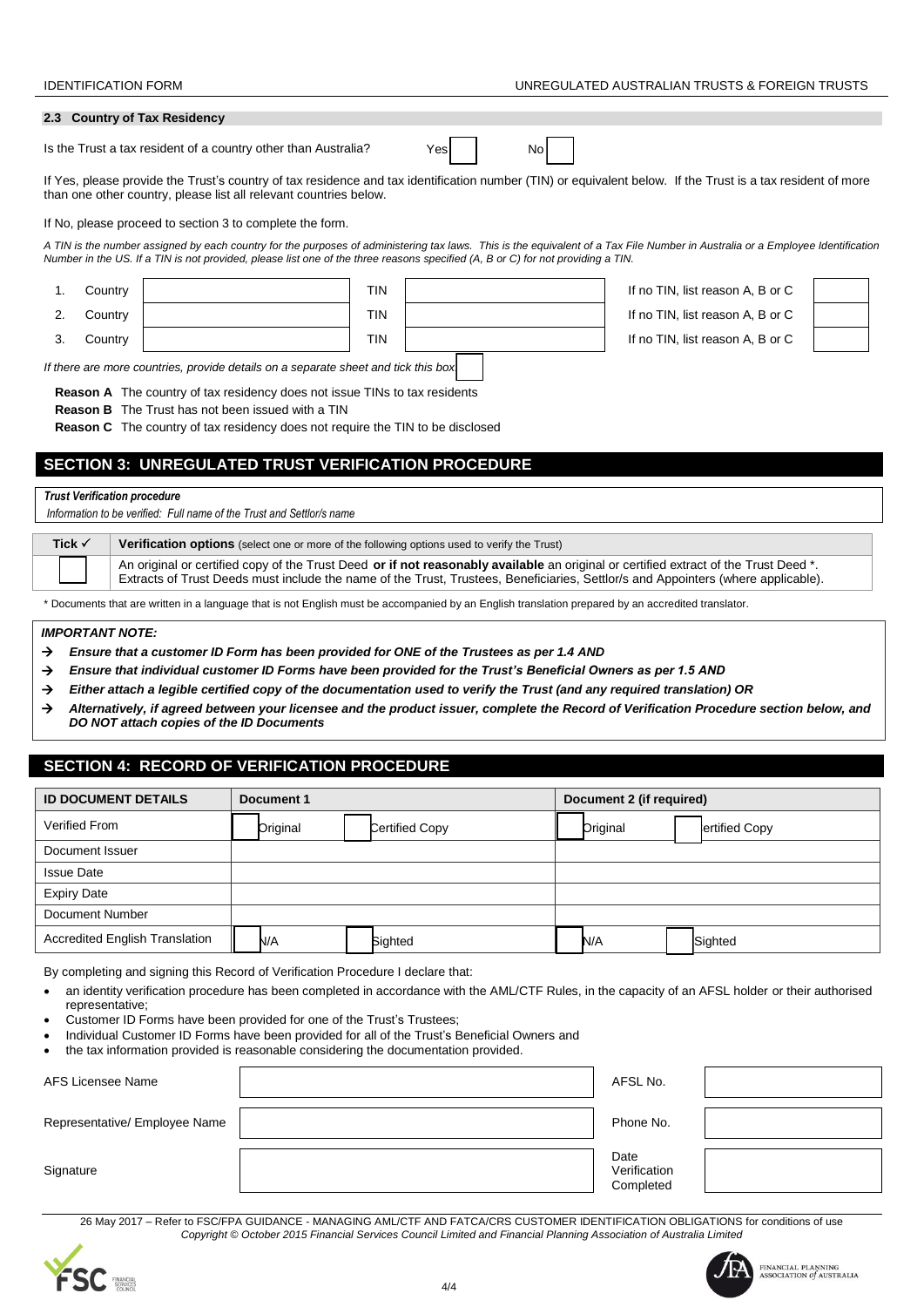### 2.3 Country of Tax Residency

Is the Trust a tax resident of a country other than Australia? Yes ☐ No ☐

If Yes, please provide the Trust's country of tax residence and tax identification number (TIN) or equivalent below. If the Trust is a tax resident of more than one other country, please list all relevant countries below.

If No, please proceed to section 3 to complete the form.

*A TIN is the number assigned by each country for the purposes of administering tax laws. This is the equivalent of a Tax File Number in Australia or a Employee Identification Number in the US. If a TIN is not provided, please list one of the three reasons specified (A, B or C) for not providing a TIN.*

| | Country | | TIN | | If no TIN, list reason A, B or C | |
|---|---|---|---|---|---|---|
| 1. | Country | | TIN | | If no TIN, list reason A, B or C | |
| 2. | Country | | TIN | | If no TIN, list reason A, B or C | |
| 3. | Country | | TIN | | If no TIN, list reason A, B or C | |

*If there are more countries, provide details on a separate sheet and tick this box* ☐

**Reason A** The country of tax residency does not issue TINs to tax residents

**Reason B** The Trust has not been issued with a TIN

**Reason C** The country of tax residency does not require the TIN to be disclosed

## SECTION 3: UNREGULATED TRUST VERIFICATION PROCEDURE

***Trust Verification procedure***

*Information to be verified: Full name of the Trust and Settlor/s name*

| Tick ✓ | **Verification options** (select one or more of the following options used to verify the Trust) |
|---|---|
| ☐ | An original or certified copy of the Trust Deed **or if not reasonably available** an original or certified extract of the Trust Deed *. Extracts of Trust Deeds must include the name of the Trust, Trustees, Beneficiaries, Settlor/s and Appointers (where applicable). |

* Documents that are written in a language that is not English must be accompanied by an English translation prepared by an accredited translator.

***IMPORTANT NOTE:***

- → ***Ensure that a customer ID Form has been provided for ONE of the Trustees as per 1.4 AND***
- → ***Ensure that individual customer ID Forms have been provided for the Trust's Beneficial Owners as per 1.5 AND***
- → ***Either attach a legible certified copy of the documentation used to verify the Trust (and any required translation) OR***
- → ***Alternatively, if agreed between your licensee and the product issuer, complete the Record of Verification Procedure section below, and DO NOT attach copies of the ID Documents***

## SECTION 4: RECORD OF VERIFICATION PROCEDURE

| ID DOCUMENT DETAILS | Document 1 | Document 2 (if required) |
|---|---|---|
| Verified From | ☐ Original ☐ Certified Copy | ☐ Original ☐ Certified Copy |
| Document Issuer | | |
| Issue Date | | |
| Expiry Date | | |
| Document Number | | |
| Accredited English Translation | ☐ N/A ☐ Sighted | ☐ N/A ☐ Sighted |

By completing and signing this Record of Verification Procedure I declare that:

- an identity verification procedure has been completed in accordance with the AML/CTF Rules, in the capacity of an AFSL holder or their authorised representative;
- Customer ID Forms have been provided for one of the Trust's Trustees;
- Individual Customer ID Forms have been provided for all of the Trust's Beneficial Owners and
- the tax information provided is reasonable considering the documentation provided.

| | | | |
|---|---|---|---|
| AFS Licensee Name | | AFSL No. | |
| Representative/ Employee Name | | Phone No. | |
| Signature | | Date Verification Completed | |

26 May 2017 – Refer to FSC/FPA GUIDANCE - MANAGING AML/CTF AND FATCA/CRS CUSTOMER IDENTIFICATION OBLIGATIONS for conditions of use
*Copyright © October 2015 Financial Services Council Limited and Financial Planning Association of Australia Limited*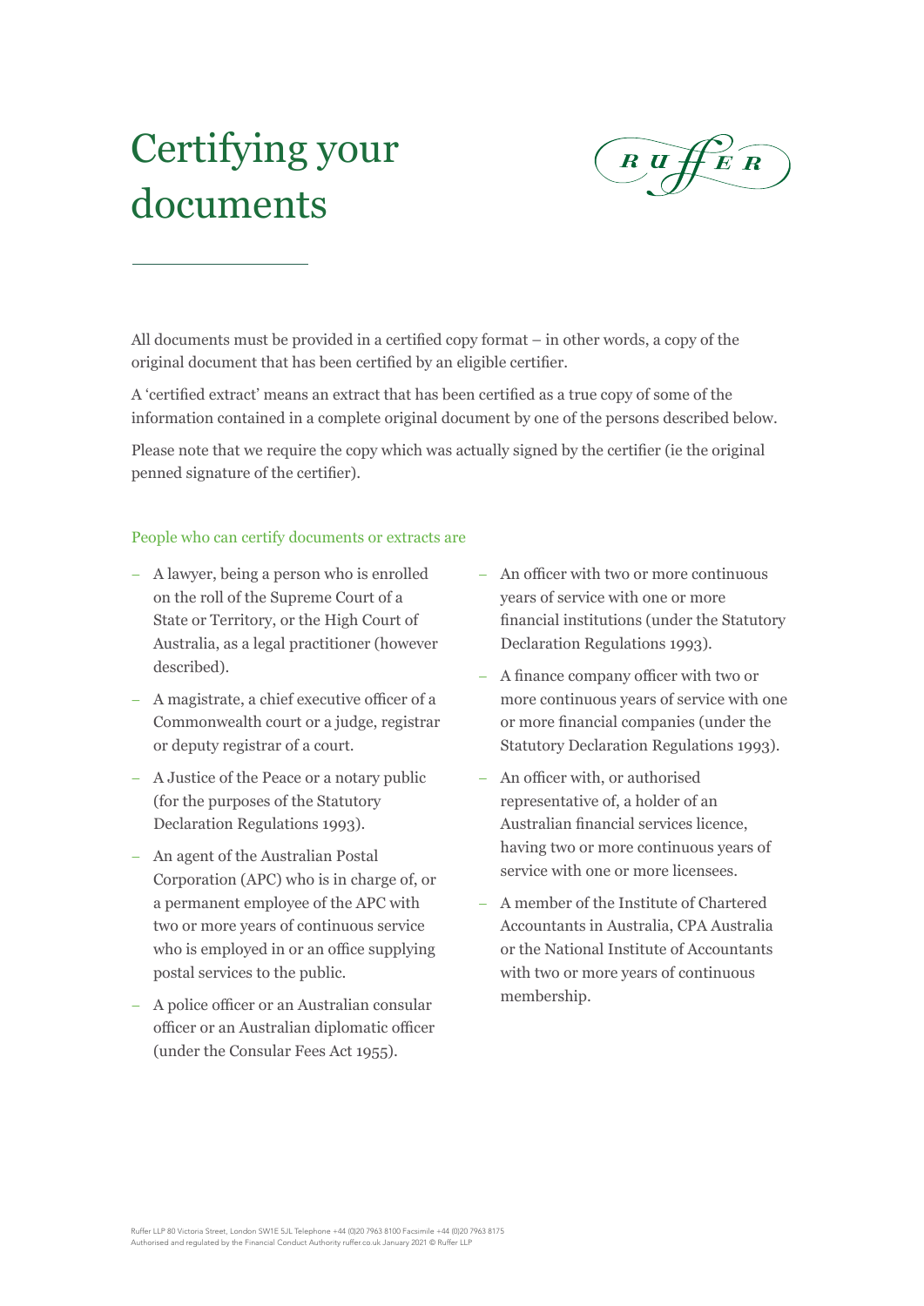# Certifying your documents

All documents must be provided in a certified copy format – in other words, a copy of the original document that has been certified by an eligible certifier.

A 'certified extract' means an extract that has been certified as a true copy of some of the information contained in a complete original document by one of the persons described below.

Please note that we require the copy which was actually signed by the certifier (ie the original penned signature of the certifier).

### People who can certify documents or extracts are

- A lawyer, being a person who is enrolled on the roll of the Supreme Court of a State or Territory, or the High Court of Australia, as a legal practitioner (however described).
- A magistrate, a chief executive officer of a Commonwealth court or a judge, registrar or deputy registrar of a court.
- A Justice of the Peace or a notary public (for the purposes of the Statutory Declaration Regulations 1993).
- An agent of the Australian Postal Corporation (APC) who is in charge of, or a permanent employee of the APC with two or more years of continuous service who is employed in or an office supplying postal services to the public.
- A police officer or an Australian consular officer or an Australian diplomatic officer (under the Consular Fees Act 1955).
- An officer with two or more continuous years of service with one or more financial institutions (under the Statutory Declaration Regulations 1993).
- A finance company officer with two or more continuous years of service with one or more financial companies (under the Statutory Declaration Regulations 1993).
- An officer with, or authorised representative of, a holder of an Australian financial services licence, having two or more continuous years of service with one or more licensees.
- A member of the Institute of Chartered Accountants in Australia, CPA Australia or the National Institute of Accountants with two or more years of continuous membership.

Ruffer LLP 80 Victoria Street, London SW1E 5JL Telephone +44 (0)20 7963 8100 Facsimile +44 (0)20 7963 8175
Authorised and regulated by the Financial Conduct Authority ruffer.co.uk January 2021 © Ruffer LLP